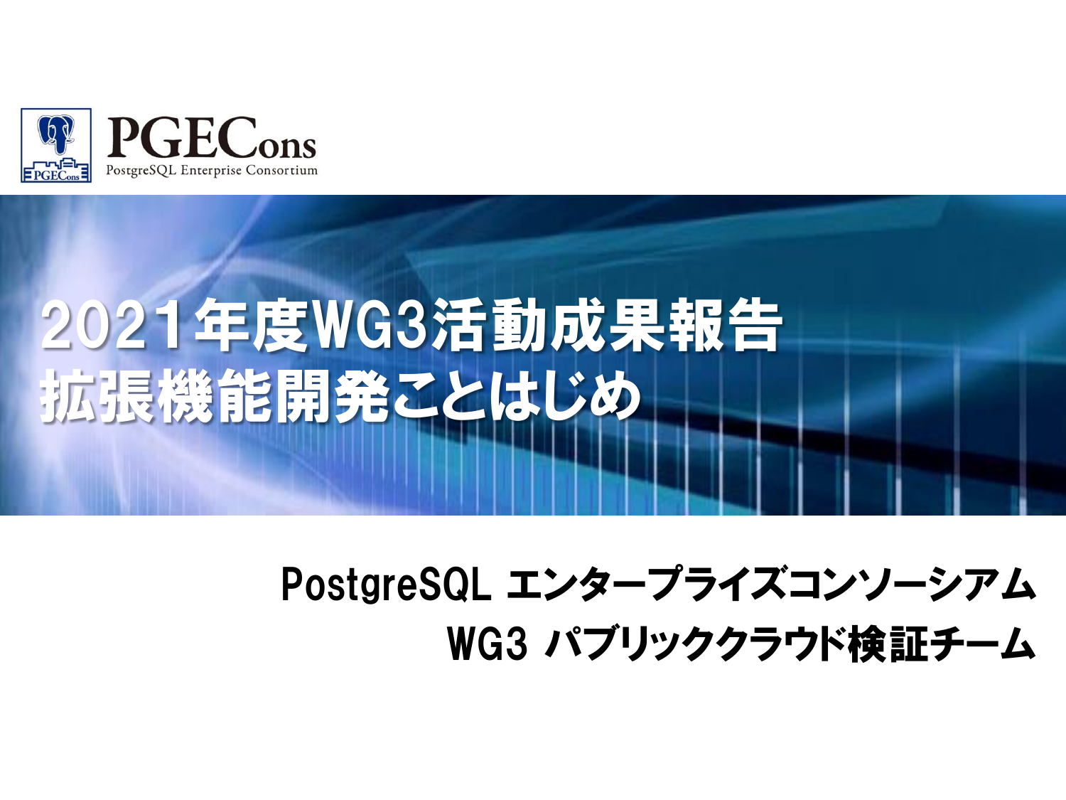PGECons
PostgreSQL Enterprise Consortium

# 2021年度WG3活動成果報告
# 拡張機能開発ことはじめ

PostgreSQL エンタープライズコンソーシアム
WG3 パブリッククラウド検証チーム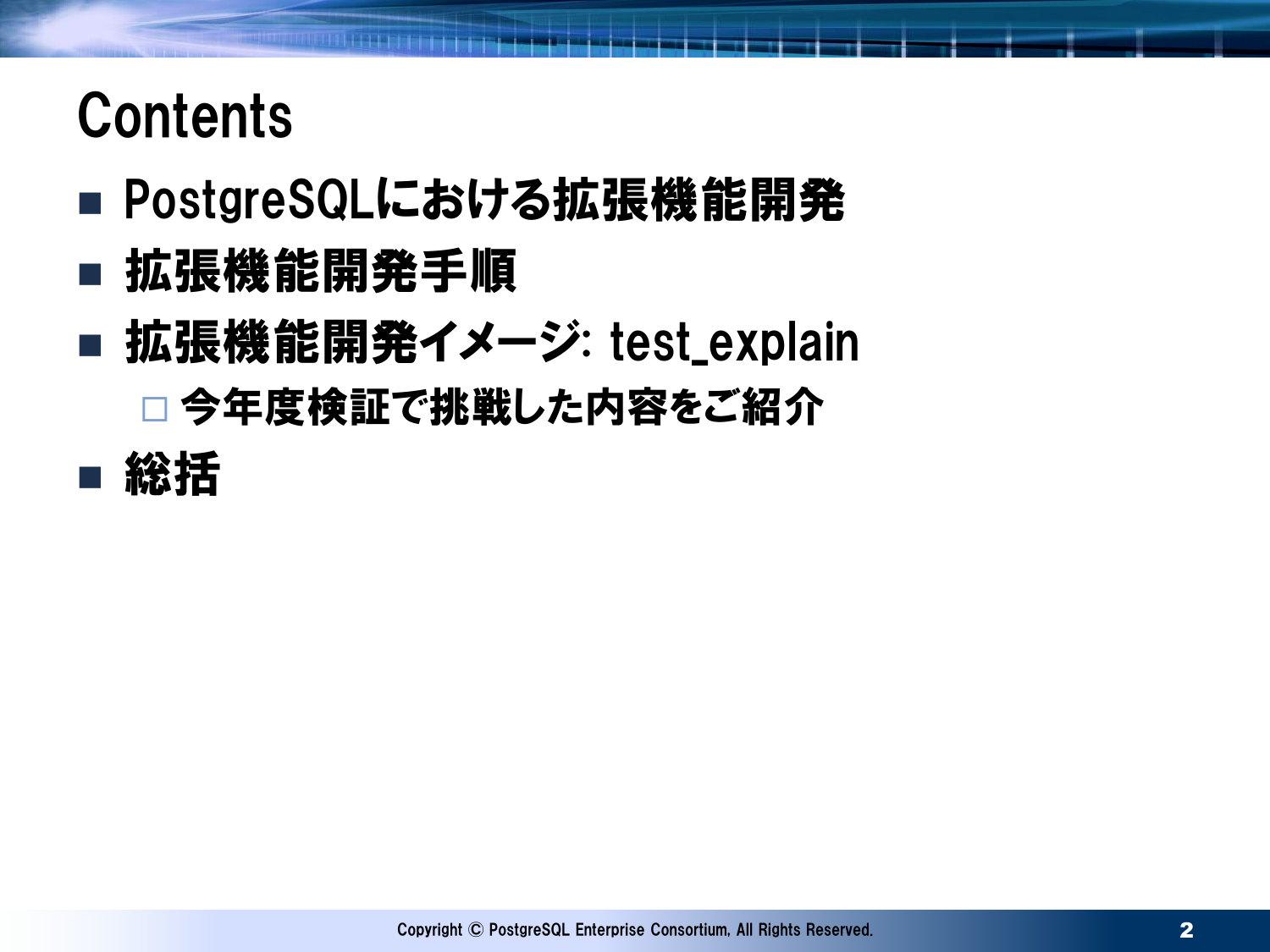# Contents

- PostgreSQLにおける拡張機能開発
- 拡張機能開発手順
- 拡張機能開発イメージ: test_explain
  - 今年度検証で挑戦した内容をご紹介
- 総括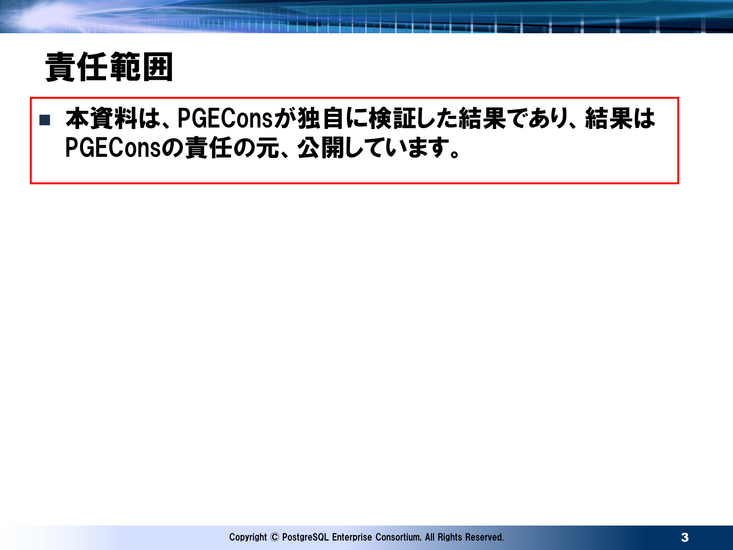# 責任範囲

- 本資料は、PGEConsが独自に検証した結果であり、結果はPGEConsの責任の元、公開しています。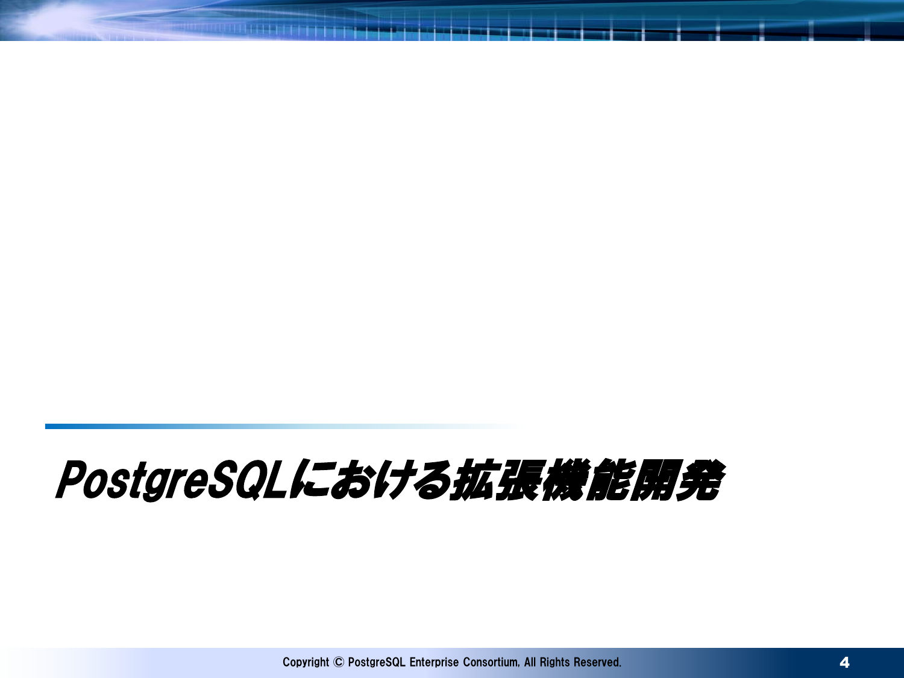# PostgreSQLにおける拡張機能開発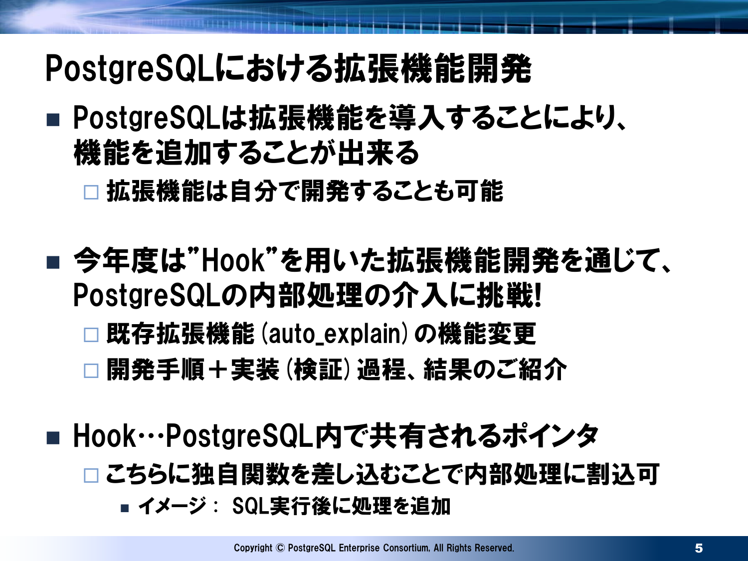# PostgreSQLにおける拡張機能開発

- PostgreSQLは拡張機能を導入することにより、機能を追加することが出来る
  - 拡張機能は自分で開発することも可能

- 今年度は"Hook"を用いた拡張機能開発を通じて、PostgreSQLの内部処理の介入に挑戦!
  - 既存拡張機能(auto_explain)の機能変更
  - 開発手順＋実装(検証)過程、結果のご紹介

- Hook…PostgreSQL内で共有されるポインタ
  - こちらに独自関数を差し込むことで内部処理に割込可
    - イメージ： SQL実行後に処理を追加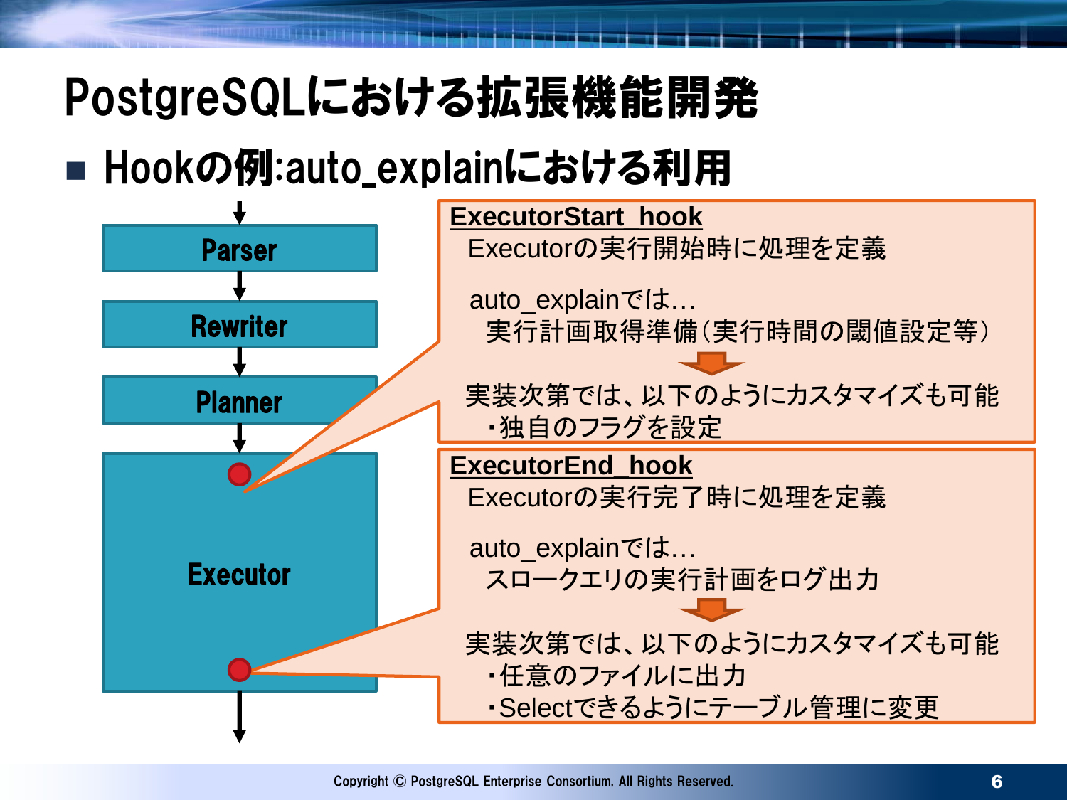# PostgreSQLにおける拡張機能開発

## Hookの例:auto_explainにおける利用

Parser → Rewriter → Planner → Executor

**ExecutorStart_hook**

Executorの実行開始時に処理を定義

auto_explainでは…

実行計画取得準備(実行時間の閾値設定等)

実装次第では、以下のようにカスタマイズも可能

- ・独自のフラグを設定

**ExecutorEnd_hook**

Executorの実行完了時に処理を定義

auto_explainでは…

スロークエリの実行計画をログ出力

実装次第では、以下のようにカスタマイズも可能

- ・任意のファイルに出力
- ・Selectできるようにテーブル管理に変更

Copyright © PostgreSQL Enterprise Consortium, All Rights Reserved.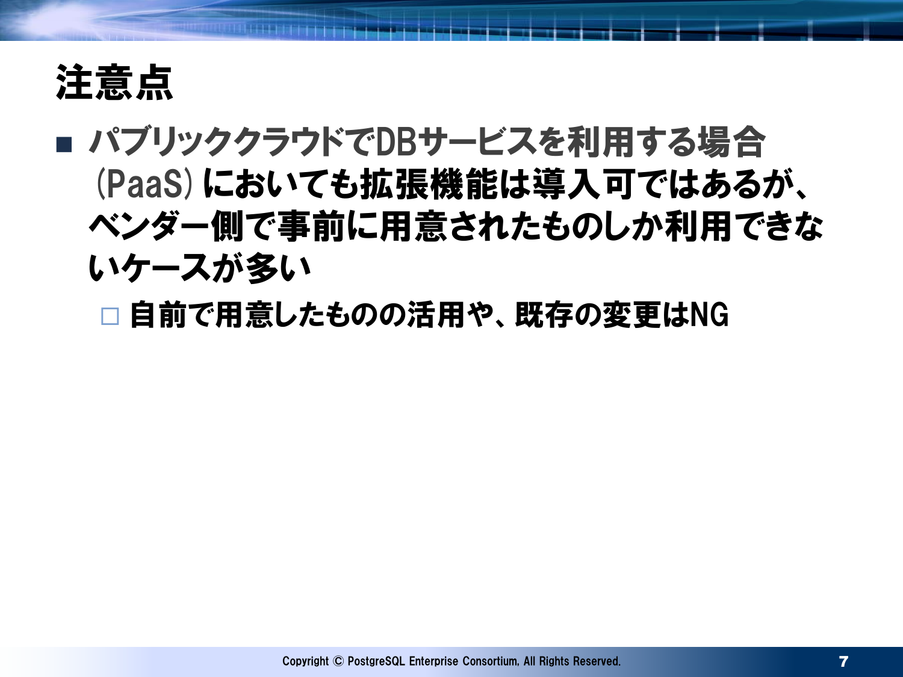# 注意点

- パブリッククラウドでDBサービスを利用する場合(PaaS) においても拡張機能は導入可ではあるが、ベンダー側で事前に用意されたものしか利用できないケースが多い
  - 自前で用意したものの活用や、既存の変更はNG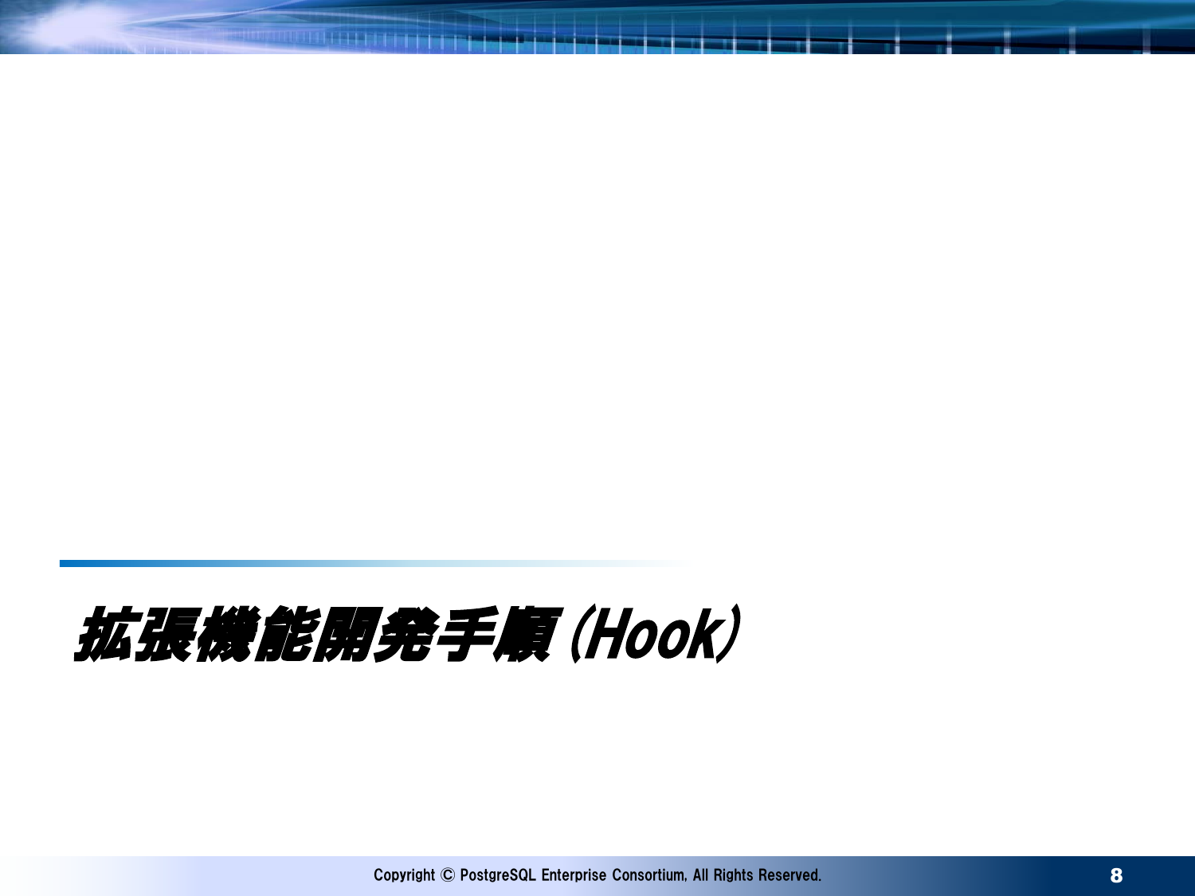# 拡張機能開発手順(Hook)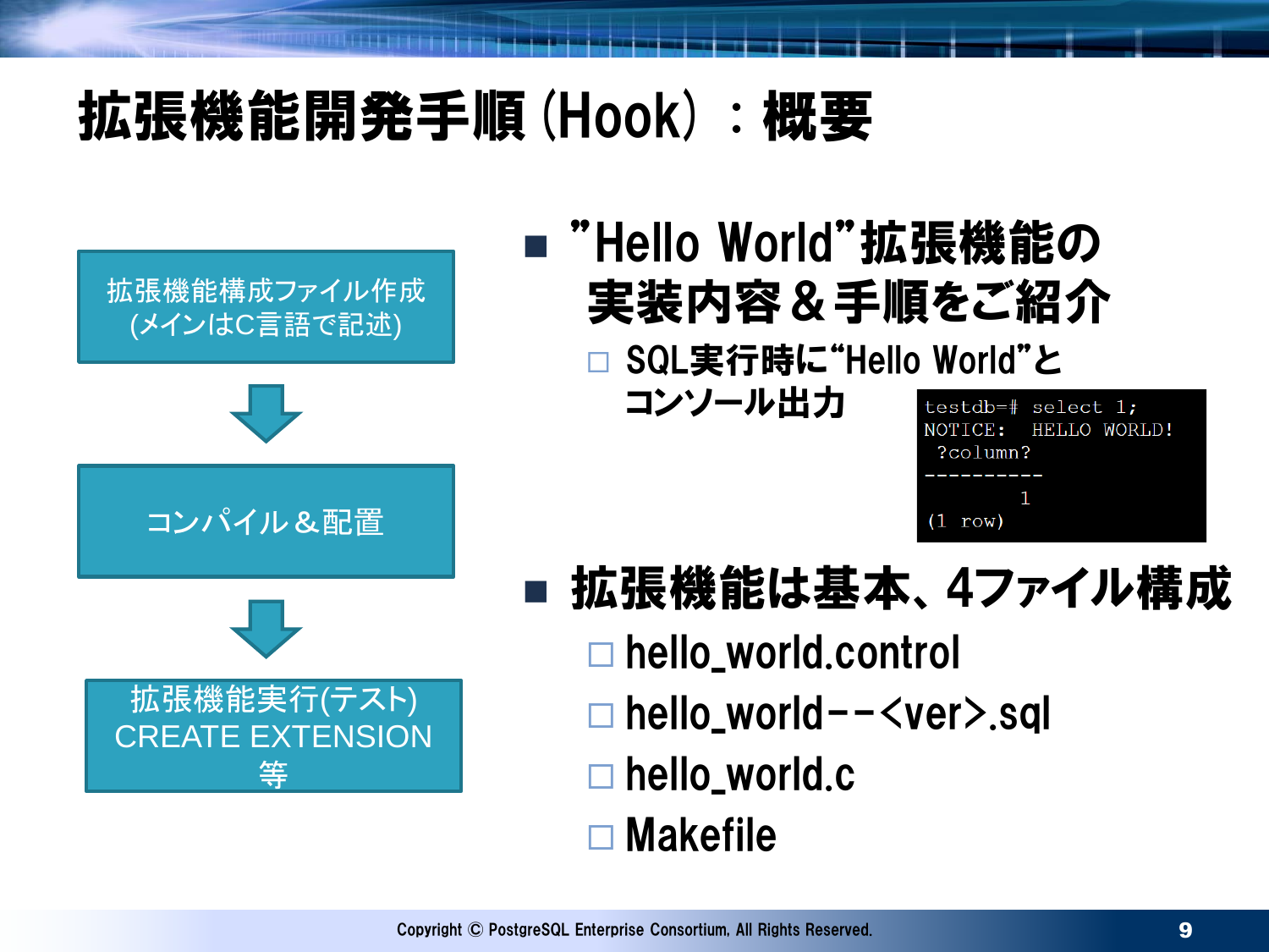# 拡張機能開発手順 (Hook) ：概要

拡張機能構成ファイル作成
(メインはC言語で記述)

↓

コンパイル＆配置

↓

拡張機能実行(テスト)
CREATE EXTENSION
等

- ”Hello World”拡張機能の実装内容＆手順をご紹介
  - SQL実行時に“Hello World”とコンソール出力

```
testdb=# select 1;
NOTICE:  HELLO WORLD!
 ?column?
----------
        1
(1 row)
```

- 拡張機能は基本、4ファイル構成
  - hello_world.control
  - hello_world--<ver>.sql
  - hello_world.c
  - Makefile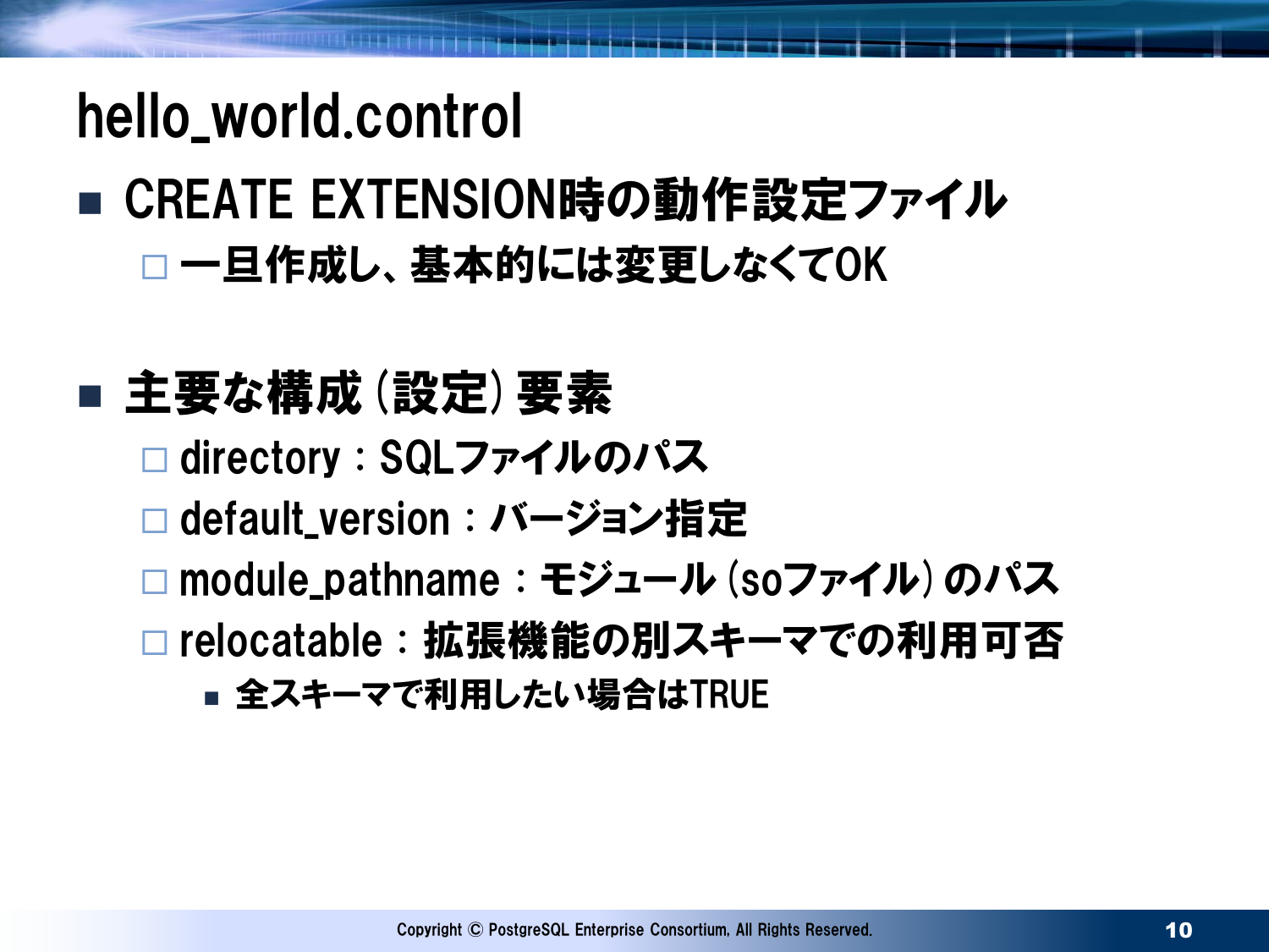# hello_world.control

- CREATE EXTENSION時の動作設定ファイル
  - 一旦作成し、基本的には変更しなくてOK

- 主要な構成（設定）要素
  - directory：SQLファイルのパス
  - default_version：バージョン指定
  - module_pathname：モジュール（soファイル）のパス
  - relocatable：拡張機能の別スキーマでの利用可否
    - 全スキーマで利用したい場合はTRUE

Copyright © PostgreSQL Enterprise Consortium, All Rights Reserved.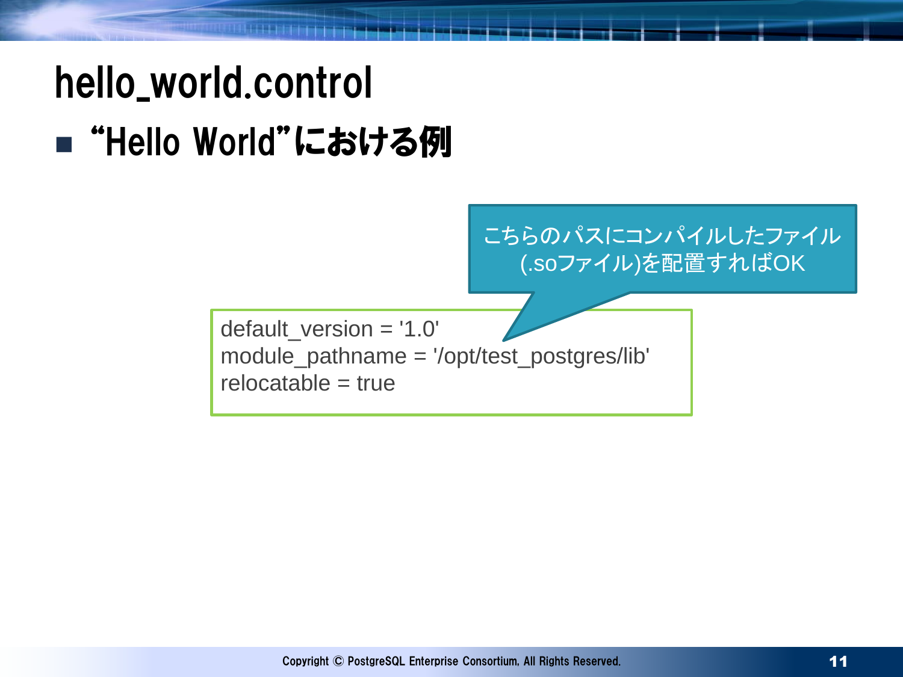# hello_world.control

- “Hello World”における例

こちらのパスにコンパイルしたファイル(.soファイル)を配置すればOK

```
default_version = '1.0'
module_pathname = '/opt/test_postgres/lib'
relocatable = true
```

Copyright © PostgreSQL Enterprise Consortium, All Rights Reserved.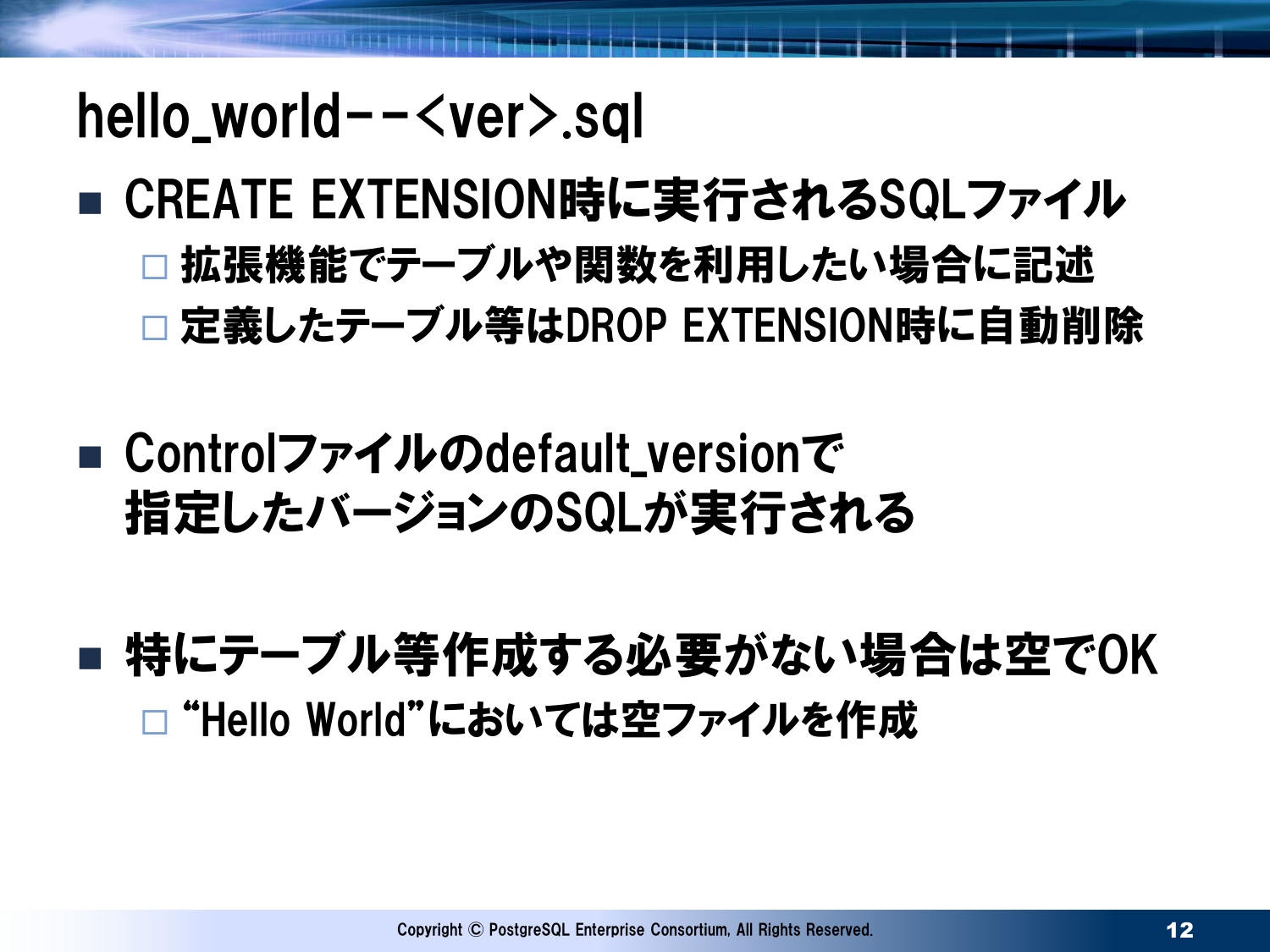# hello_world--<ver>.sql

- CREATE EXTENSION時に実行されるSQLファイル
  - 拡張機能でテーブルや関数を利用したい場合に記述
  - 定義したテーブル等はDROP EXTENSION時に自動削除

- Controlファイルのdefault_versionで指定したバージョンのSQLが実行される

- 特にテーブル等作成する必要がない場合は空でOK
  - "Hello World"においては空ファイルを作成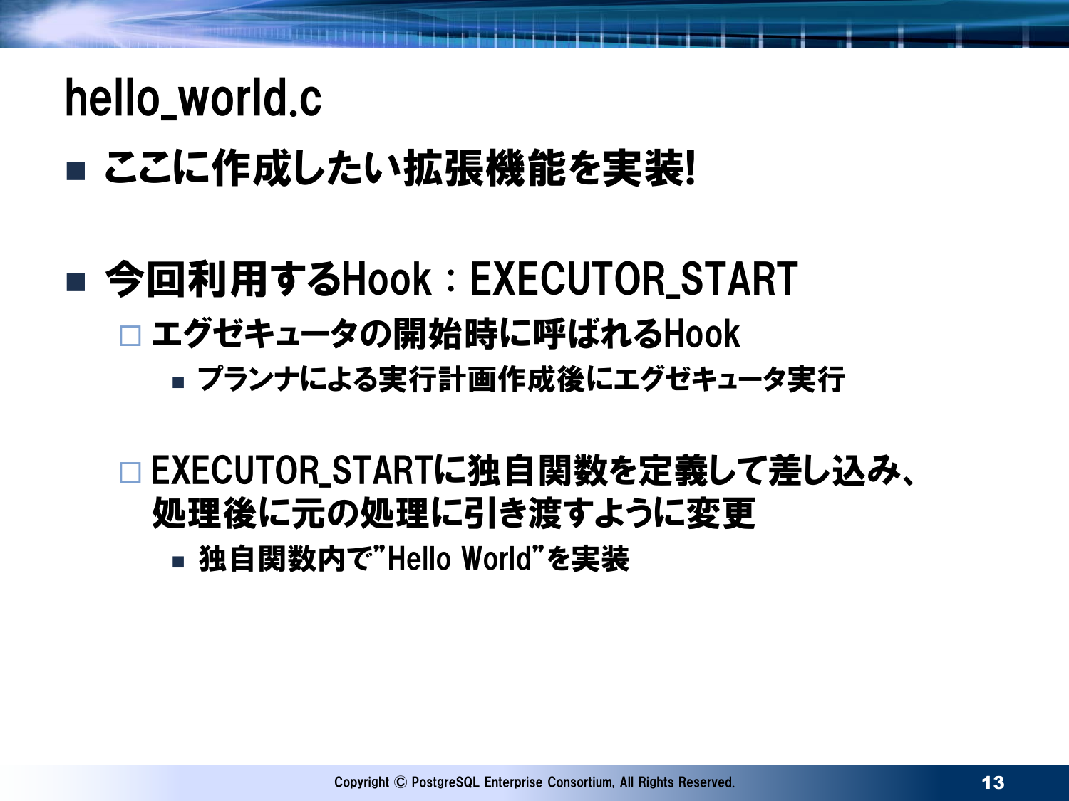# hello_world.c

- ここに作成したい拡張機能を実装!

- 今回利用するHook：EXECUTOR_START
  - エグゼキュータの開始時に呼ばれるHook
    - プランナによる実行計画作成後にエグゼキュータ実行
  - EXECUTOR_STARTに独自関数を定義して差し込み、処理後に元の処理に引き渡すように変更
    - 独自関数内で"Hello World"を実装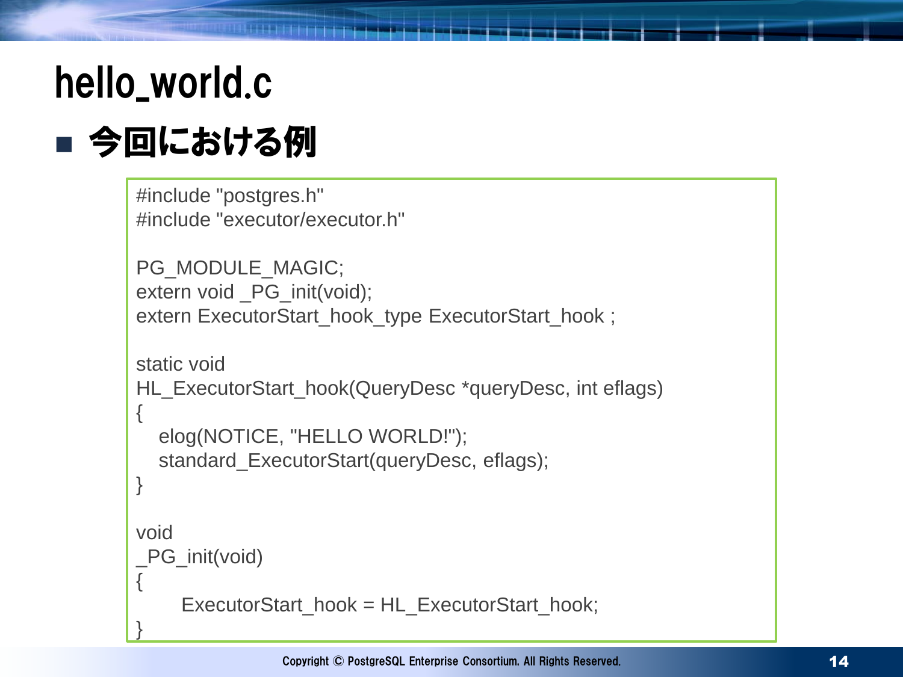# hello_world.c

- **今回における例**

```
#include "postgres.h"
#include "executor/executor.h"

PG_MODULE_MAGIC;
extern void _PG_init(void);
extern ExecutorStart_hook_type ExecutorStart_hook ;

static void
HL_ExecutorStart_hook(QueryDesc *queryDesc, int eflags)
{
    elog(NOTICE, "HELLO WORLD!");
    standard_ExecutorStart(queryDesc, eflags);
}

void
_PG_init(void)
{
        ExecutorStart_hook = HL_ExecutorStart_hook;
}
```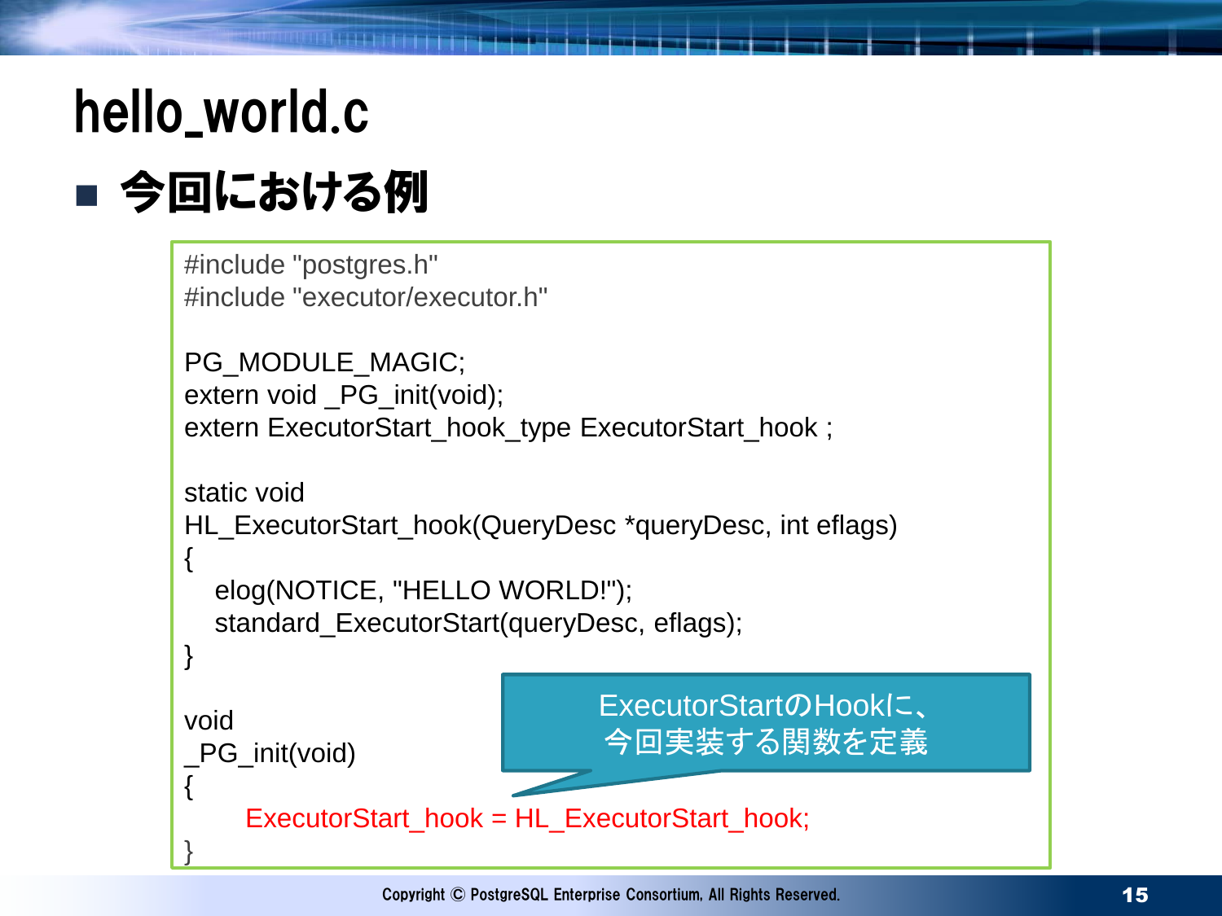# hello_world.c

## ■ 今回における例

```c
#include "postgres.h"
#include "executor/executor.h"

PG_MODULE_MAGIC;
extern void _PG_init(void);
extern ExecutorStart_hook_type ExecutorStart_hook ;

static void
HL_ExecutorStart_hook(QueryDesc *queryDesc, int eflags)
{
   elog(NOTICE, "HELLO WORLD!");
   standard_ExecutorStart(queryDesc, eflags);
}

void
_PG_init(void)
{
      ExecutorStart_hook = HL_ExecutorStart_hook;
}
```

ExecutorStartのHookに、今回実装する関数を定義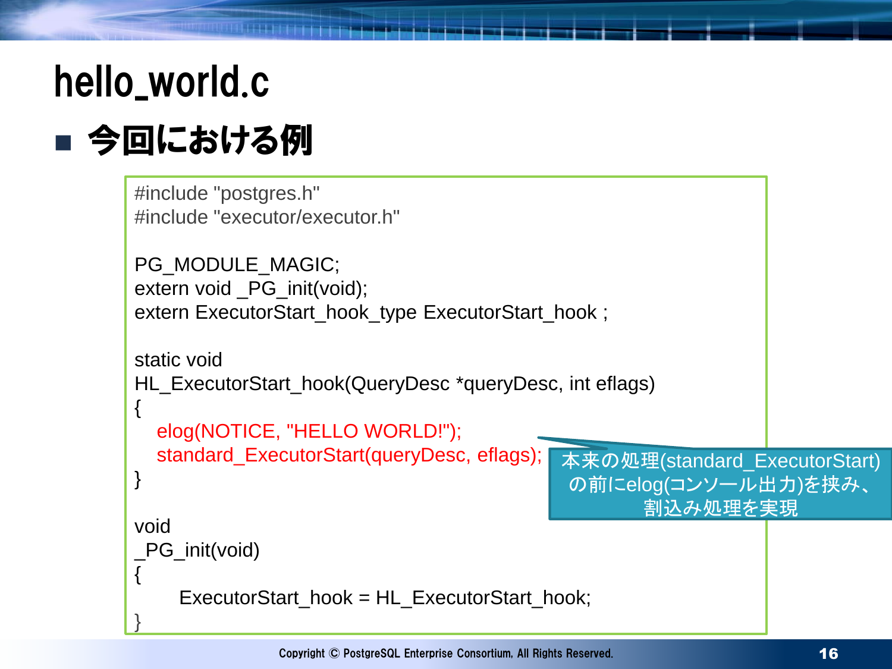# hello_world.c

## ■ 今回における例

```c
#include "postgres.h"
#include "executor/executor.h"

PG_MODULE_MAGIC;
extern void _PG_init(void);
extern ExecutorStart_hook_type ExecutorStart_hook ;

static void
HL_ExecutorStart_hook(QueryDesc *queryDesc, int eflags)
{
   elog(NOTICE, "HELLO WORLD!");
   standard_ExecutorStart(queryDesc, eflags);
}

void
_PG_init(void)
{
       ExecutorStart_hook = HL_ExecutorStart_hook;
}
```

本来の処理(standard_ExecutorStart)の前にelog(コンソール出力)を挟み、割込み処理を実現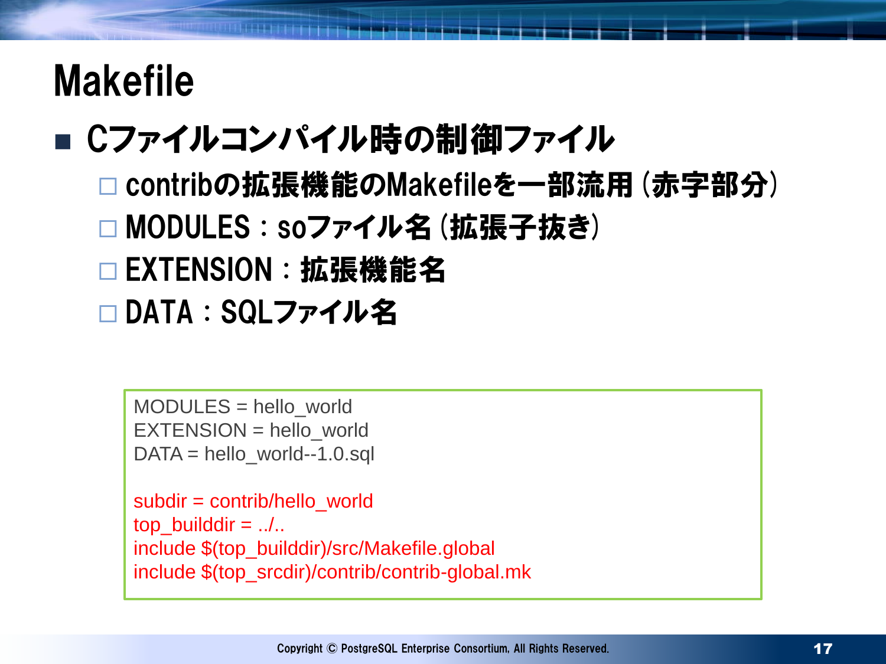# Makefile

- Cファイルコンパイル時の制御ファイル
  - contribの拡張機能のMakefileを一部流用（赤字部分）
  - MODULES：soファイル名（拡張子抜き）
  - EXTENSION：拡張機能名
  - DATA：SQLファイル名

```
MODULES = hello_world
EXTENSION = hello_world
DATA = hello_world--1.0.sql

subdir = contrib/hello_world
top_builddir = ../..
include $(top_builddir)/src/Makefile.global
include $(top_srcdir)/contrib/contrib-global.mk
```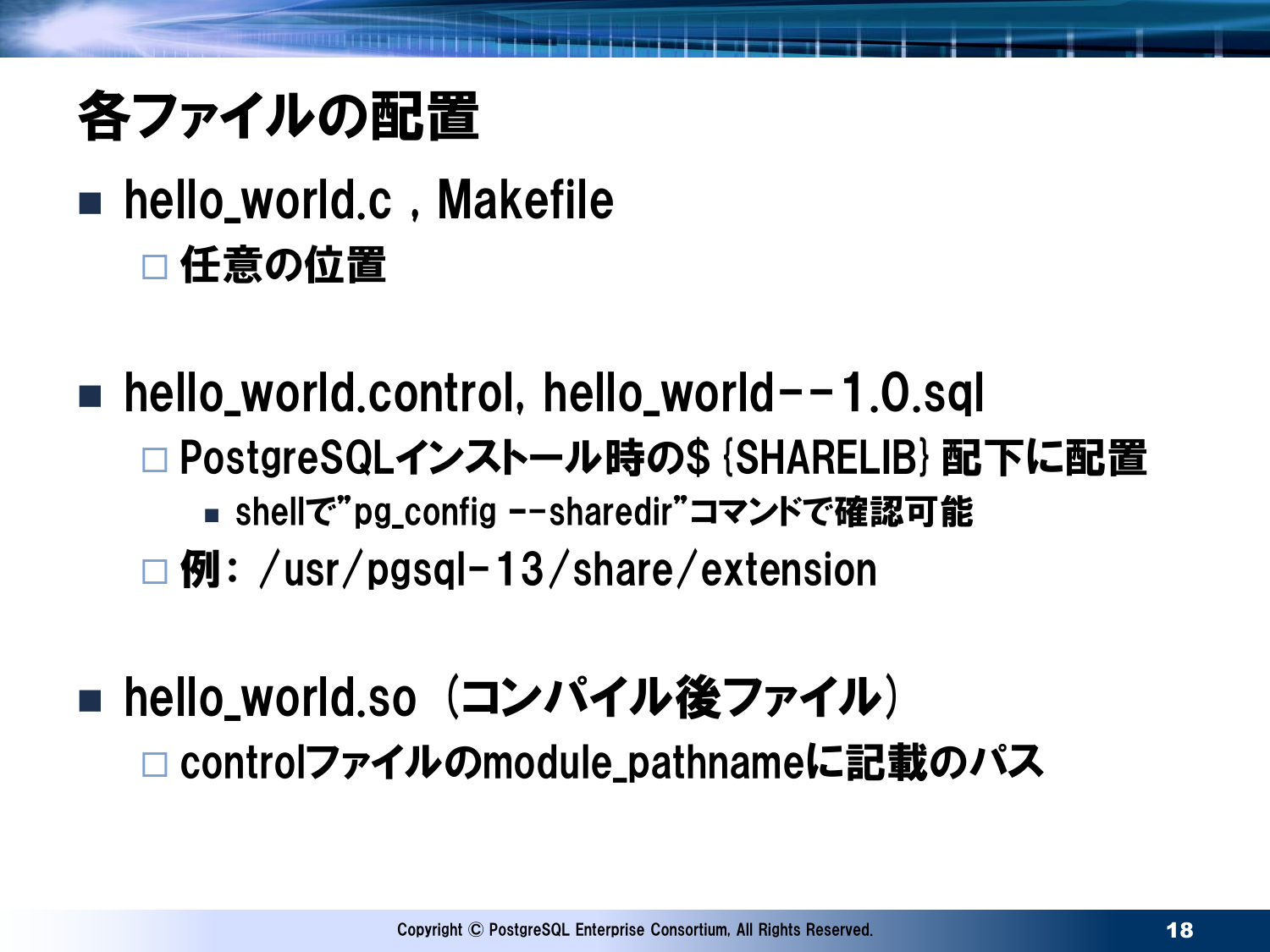# 各ファイルの配置

- hello_world.c , Makefile
  - 任意の位置

- hello_world.control, hello_world--1.0.sql
  - PostgreSQLインストール時の${SHARELIB} 配下に配置
    - shellで"pg_config --sharedir"コマンドで確認可能
  - 例：/usr/pgsql-13/share/extension

- hello_world.so（コンパイル後ファイル）
  - controlファイルのmodule_pathnameに記載のパス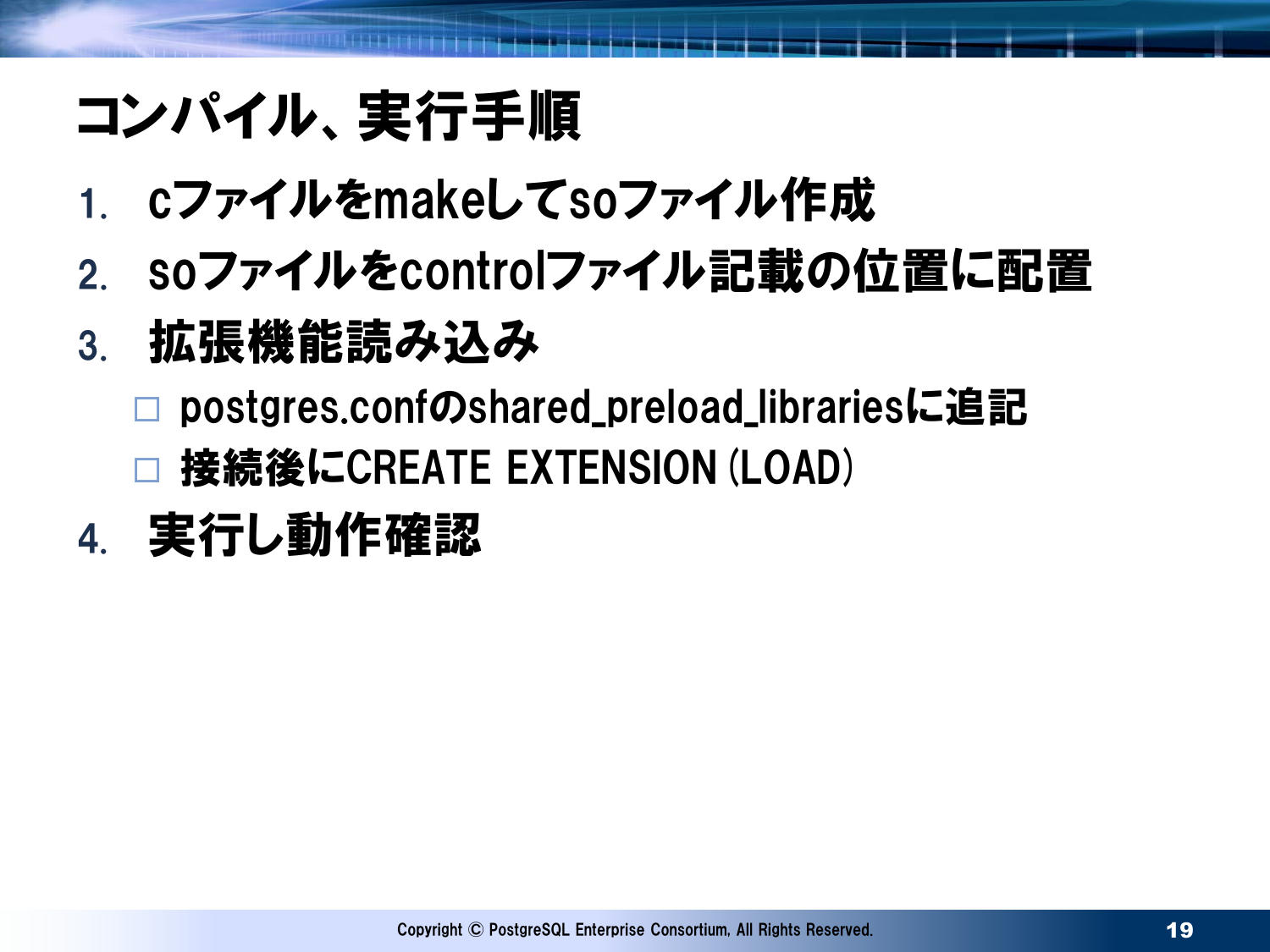# コンパイル、実行手順

1. cファイルをmakeしてsoファイル作成
2. soファイルをcontrolファイル記載の位置に配置
3. 拡張機能読み込み
   - postgres.confのshared_preload_librariesに追記
   - 接続後にCREATE EXTENSION (LOAD)
4. 実行し動作確認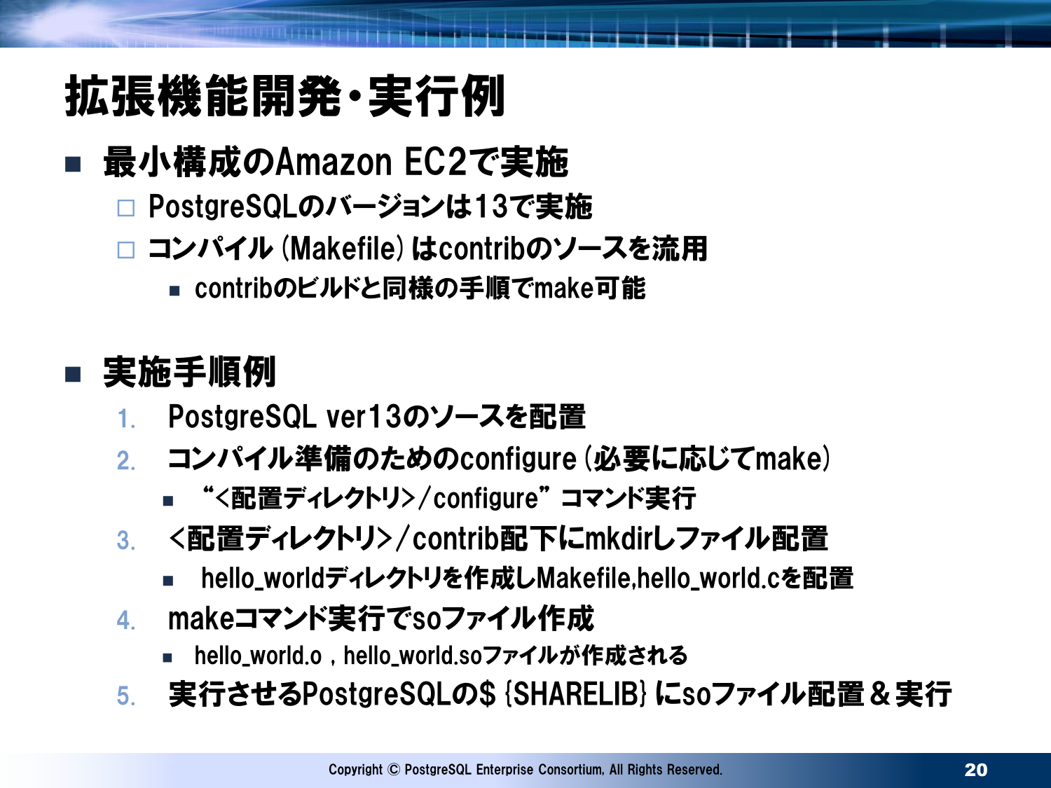# 拡張機能開発・実行例

- 最小構成のAmazon EC2で実施
  - PostgreSQLのバージョンは13で実施
  - コンパイル (Makefile) はcontribのソースを流用
    - contribのビルドと同様の手順でmake可能

- 実施手順例
  1. PostgreSQL ver13のソースを配置
  2. コンパイル準備のためのconfigure (必要に応じてmake)
     - "<配置ディレクトリ>/configure" コマンド実行
  3. <配置ディレクトリ>/contrib配下にmkdirしファイル配置
     - hello_worldディレクトリを作成しMakefile,hello_world.cを配置
  4. makeコマンド実行でsoファイル作成
     - hello_world.o , hello_world.soファイルが作成される
  5. 実行させるPostgreSQLの$ {SHARELIB} にsoファイル配置 & 実行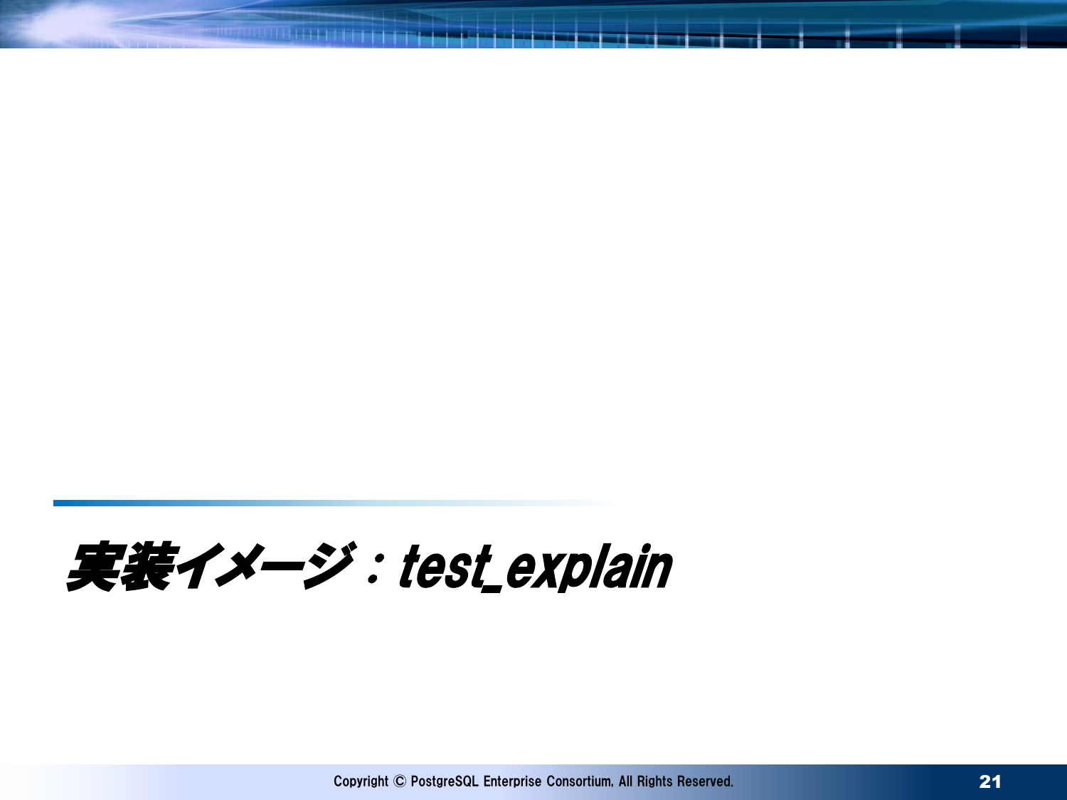# 実装イメージ：test_explain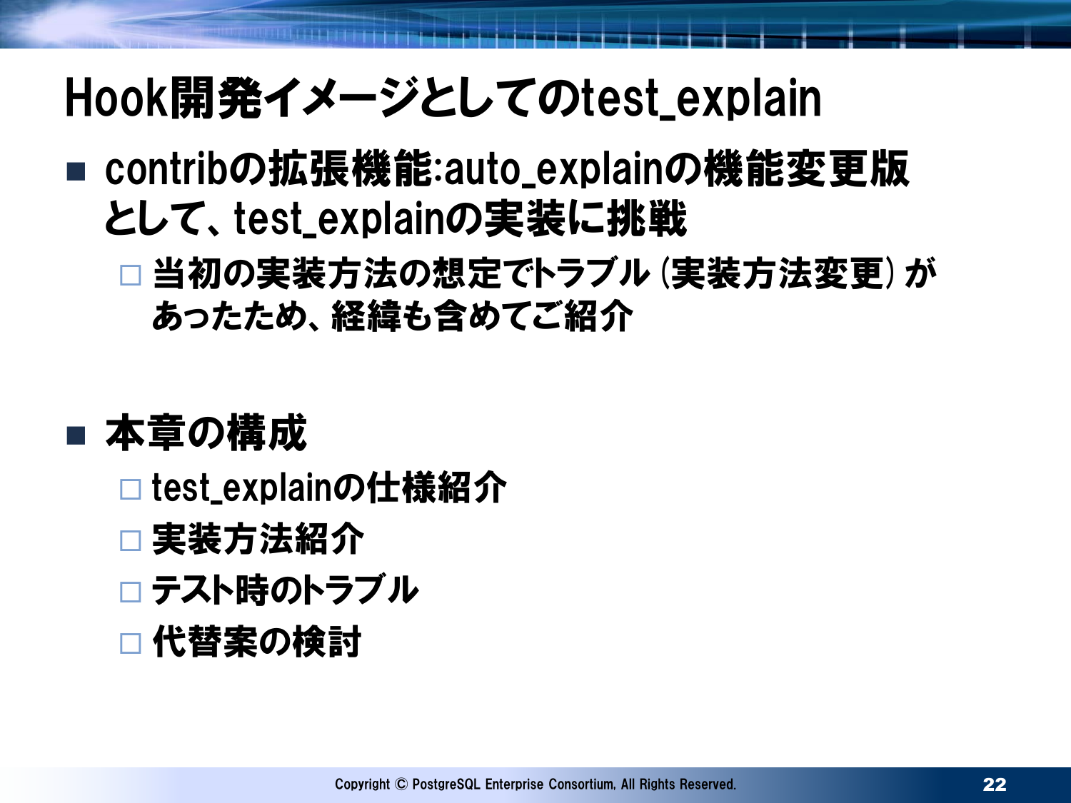# Hook開発イメージとしてのtest_explain

- contribの拡張機能:auto_explainの機能変更版として、test_explainの実装に挑戦
  - 当初の実装方法の想定でトラブル（実装方法変更）があったため、経緯も含めてご紹介

- 本章の構成
  - test_explainの仕様紹介
  - 実装方法紹介
  - テスト時のトラブル
  - 代替案の検討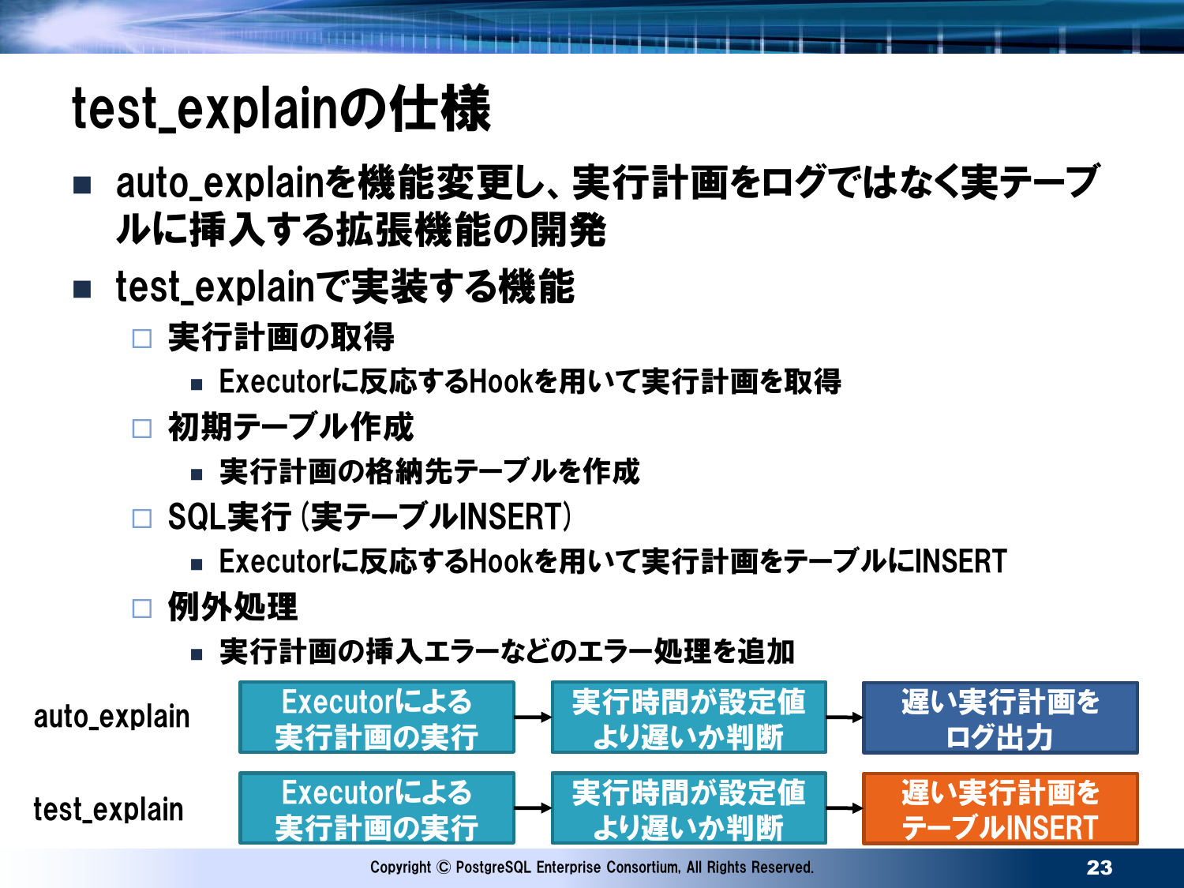# test_explainの仕様

- auto_explainを機能変更し、実行計画をログではなく実テーブルに挿入する拡張機能の開発
- test_explainで実装する機能
  - 実行計画の取得
    - Executorに反応するHookを用いて実行計画を取得
  - 初期テーブル作成
    - 実行計画の格納先テーブルを作成
  - SQL実行 (実テーブルINSERT)
    - Executorに反応するHookを用いて実行計画をテーブルにINSERT
  - 例外処理
    - 実行計画の挿入エラーなどのエラー処理を追加

| | | | | | |
|---|---|---|---|---|---|
| auto_explain | Executorによる実行計画の実行 | → | 実行時間が設定値より遅いか判断 | → | 遅い実行計画をログ出力 |
| test_explain | Executorによる実行計画の実行 | → | 実行時間が設定値より遅いか判断 | → | 遅い実行計画をテーブルINSERT |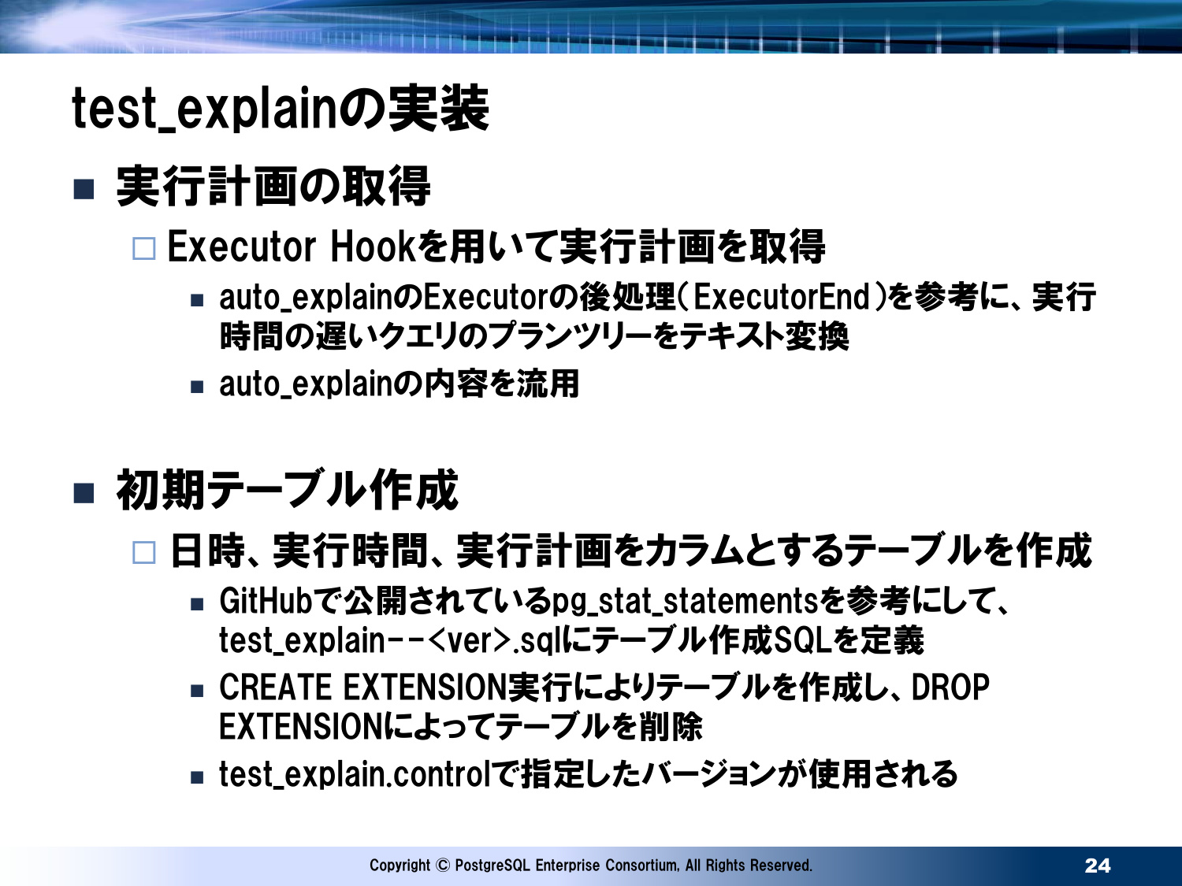# test_explainの実装

- **実行計画の取得**
  - Executor Hookを用いて実行計画を取得
    - auto_explainのExecutorの後処理(ExecutorEnd)を参考に、実行時間の遅いクエリのプランツリーをテキスト変換
    - auto_explainの内容を流用

- **初期テーブル作成**
  - 日時、実行時間、実行計画をカラムとするテーブルを作成
    - GitHubで公開されているpg_stat_statementsを参考にして、test_explain--<ver>.sqlにテーブル作成SQLを定義
    - CREATE EXTENSION実行によりテーブルを作成し、DROP EXTENSIONによってテーブルを削除
    - test_explain.controlで指定したバージョンが使用される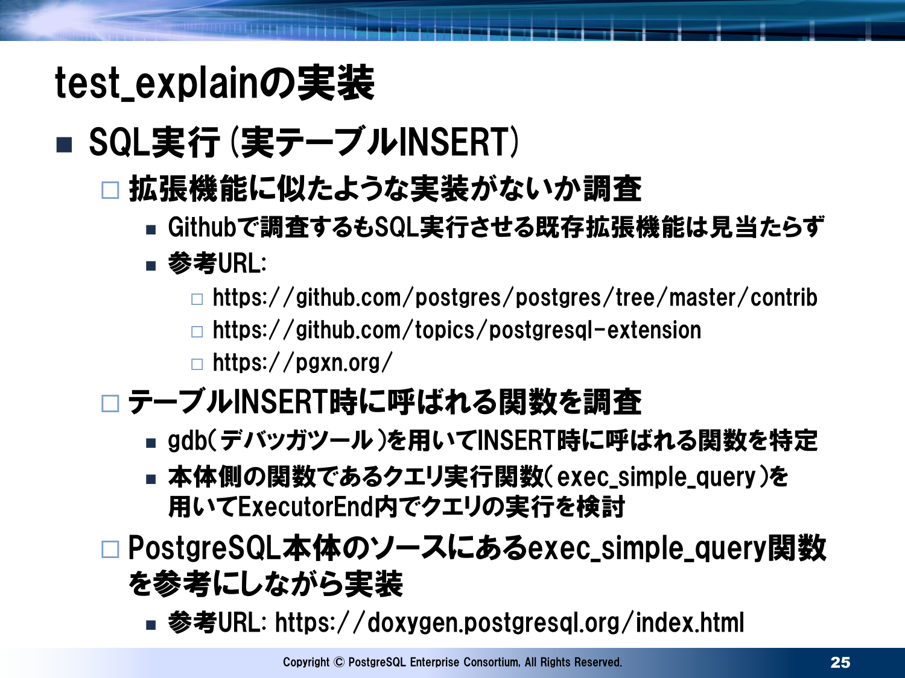# test_explainの実装

- SQL実行 (実テーブルINSERT)
  - 拡張機能に似たような実装がないか調査
    - Githubで調査するもSQL実行させる既存拡張機能は見当たらず
    - 参考URL:
      - https://github.com/postgres/postgres/tree/master/contrib
      - https://github.com/topics/postgresql-extension
      - https://pgxn.org/
  - テーブルINSERT時に呼ばれる関数を調査
    - gdb(デバッガツール)を用いてINSERT時に呼ばれる関数を特定
    - 本体側の関数であるクエリ実行関数(exec_simple_query)を用いてExecutorEnd内でクエリの実行を検討
  - PostgreSQL本体のソースにあるexec_simple_query関数を参考にしながら実装
    - 参考URL: https://doxygen.postgresql.org/index.html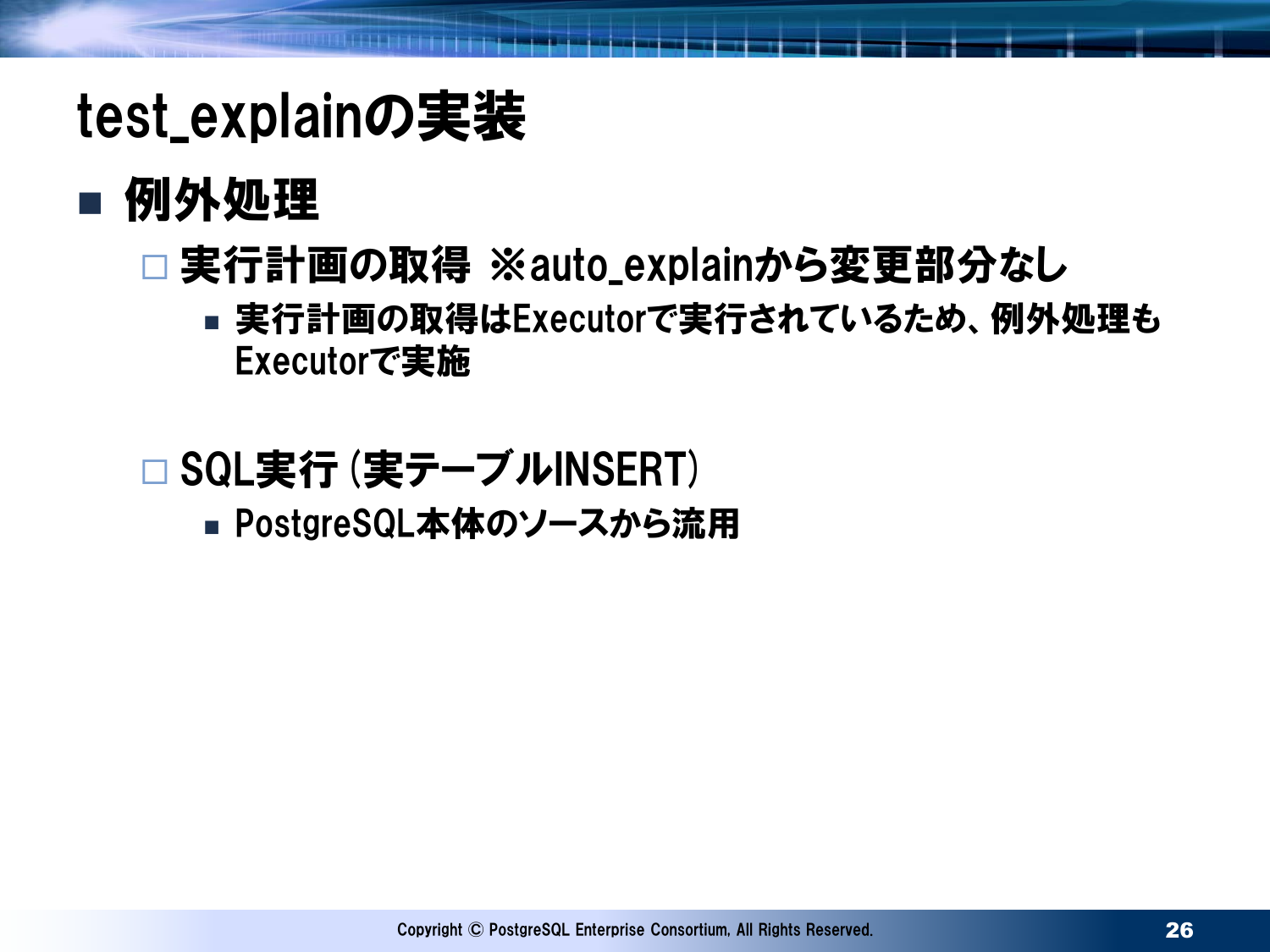# test_explainの実装

- **例外処理**
  - 実行計画の取得 ※auto_explainから変更部分なし
    - 実行計画の取得はExecutorで実行されているため、例外処理もExecutorで実施
  - SQL実行 (実テーブルINSERT)
    - PostgreSQL本体のソースから流用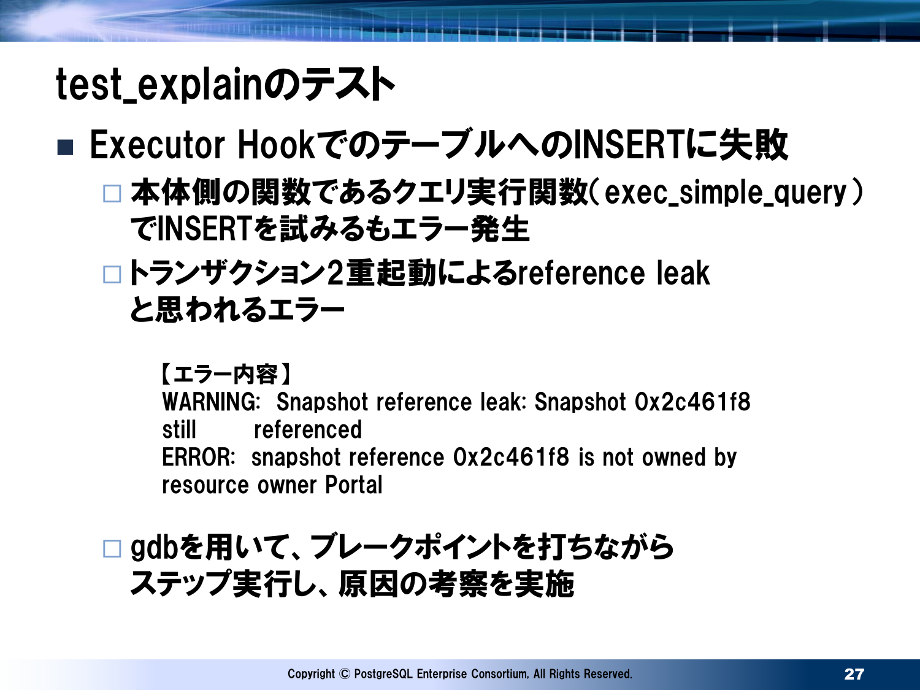# test_explainのテスト

- Executor HookでのテーブルへのINSERTに失敗
  - 本体側の関数であるクエリ実行関数（exec_simple_query）でINSERTを試みるもエラー発生
  - トランザクション2重起動によるreference leakと思われるエラー

```
【エラー内容】
WARNING:  Snapshot reference leak: Snapshot 0x2c461f8
still        referenced
ERROR:  snapshot reference 0x2c461f8 is not owned by
resource owner Portal
```

  - gdbを用いて、ブレークポイントを打ちながらステップ実行し、原因の考察を実施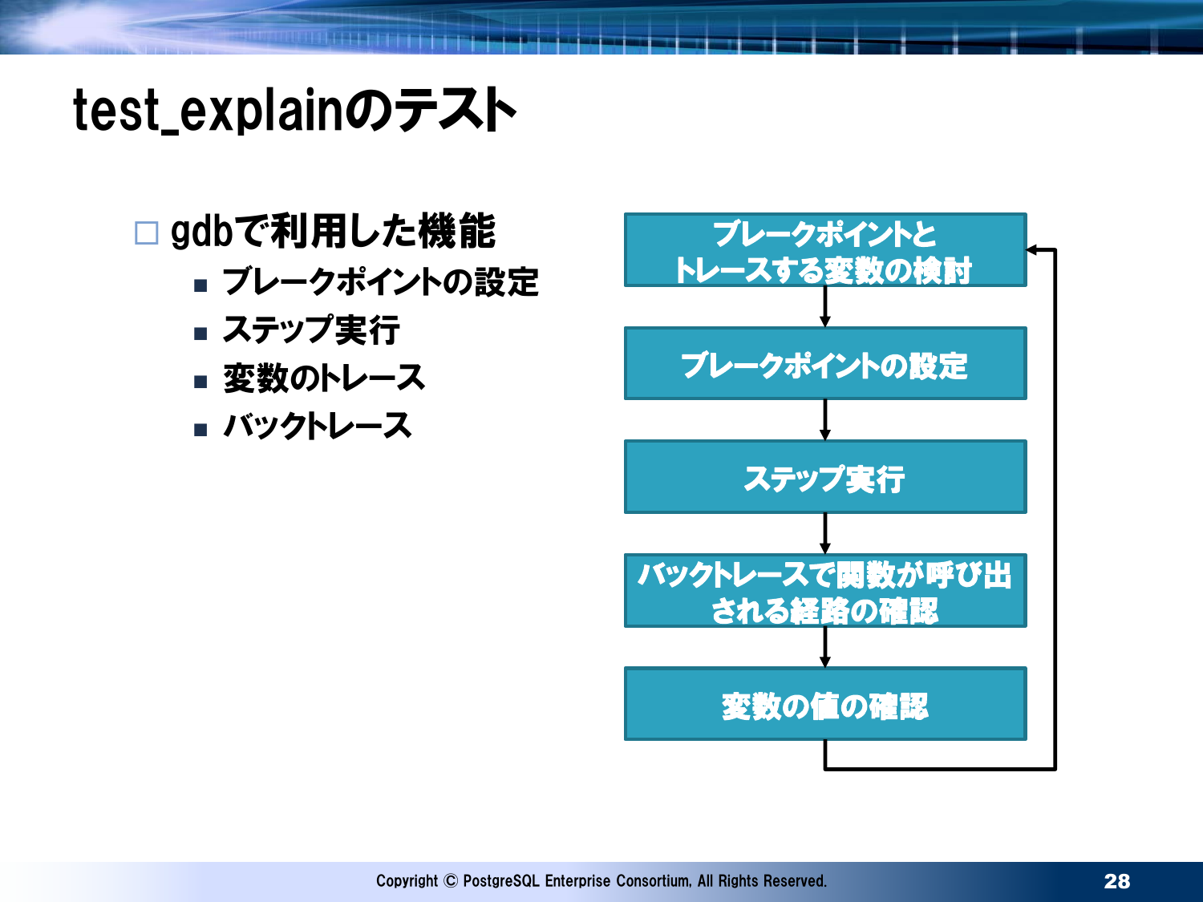# test_explainのテスト

- gdbで利用した機能
  - ブレークポイントの設定
  - ステップ実行
  - 変数のトレース
  - バックトレース

ブレークポイントとトレースする変数の検討
↓
ブレークポイントの設定
↓
ステップ実行
↓
バックトレースで関数が呼び出される経路の確認
↓
変数の値の確認
↓
（ブレークポイントとトレースする変数の検討へ戻る）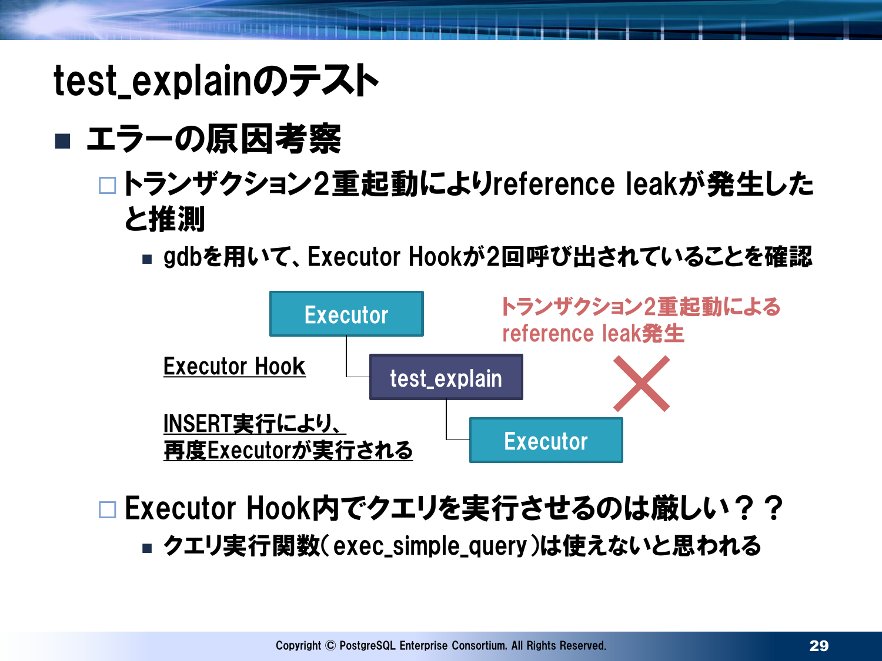# test_explainのテスト

- エラーの原因考察
  - トランザクション2重起動によりreference leakが発生したと推測
    - gdbを用いて、Executor Hookが2回呼び出されていることを確認

Executor

Executor Hook

test_explain

INSERT実行により、再度Executorが実行される

Executor

トランザクション2重起動による reference leak発生

×

  - Executor Hook内でクエリを実行させるのは厳しい？？
    - クエリ実行関数（exec_simple_query）は使えないと思われる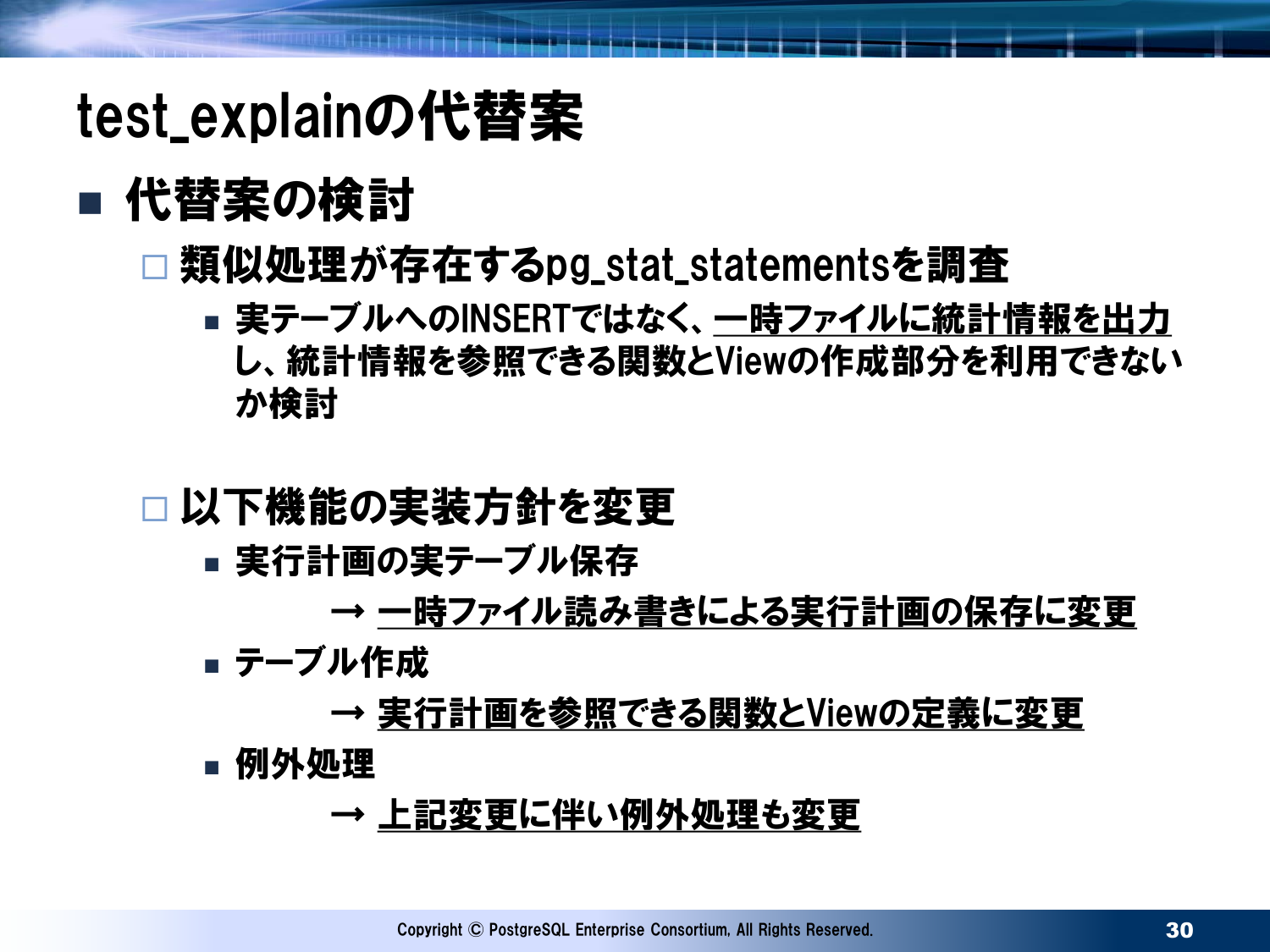# test_explainの代替案

- **代替案の検討**
  - 類似処理が存在するpg_stat_statementsを調査
    - 実テーブルへのINSERTではなく、<u>一時ファイルに統計情報を出力</u>し、統計情報を参照できる関数とViewの作成部分を利用できないか検討
  - 以下機能の実装方針を変更
    - 実行計画の実テーブル保存
      → <u>一時ファイル読み書きによる実行計画の保存に変更</u>
    - テーブル作成
      → <u>実行計画を参照できる関数とViewの定義に変更</u>
    - 例外処理
      → <u>上記変更に伴い例外処理も変更</u>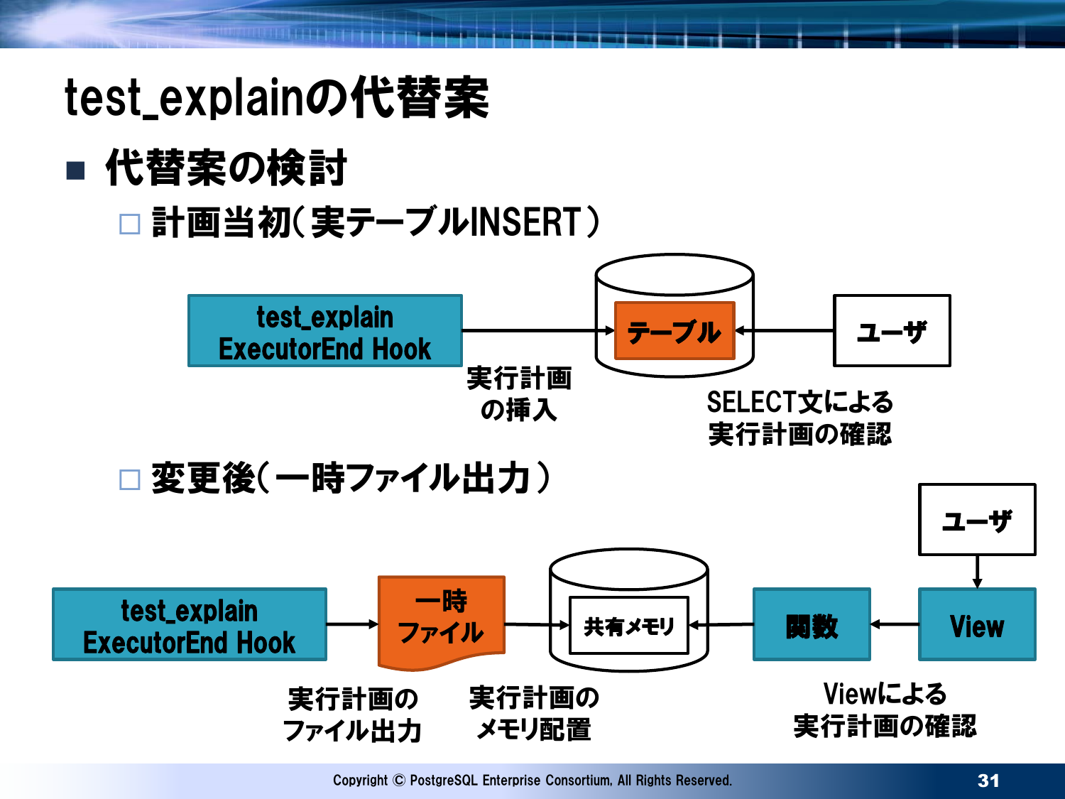# test_explainの代替案

- 代替案の検討
  - 計画当初（実テーブルINSERT）

test_explain ExecutorEnd Hook → テーブル ← ユーザ

実行計画の挿入

SELECT文による実行計画の確認

  - 変更後（一時ファイル出力）

test_explain ExecutorEnd Hook → 一時ファイル → 共有メモリ ← 関数 ← View ← ユーザ

実行計画のファイル出力

実行計画のメモリ配置

Viewによる実行計画の確認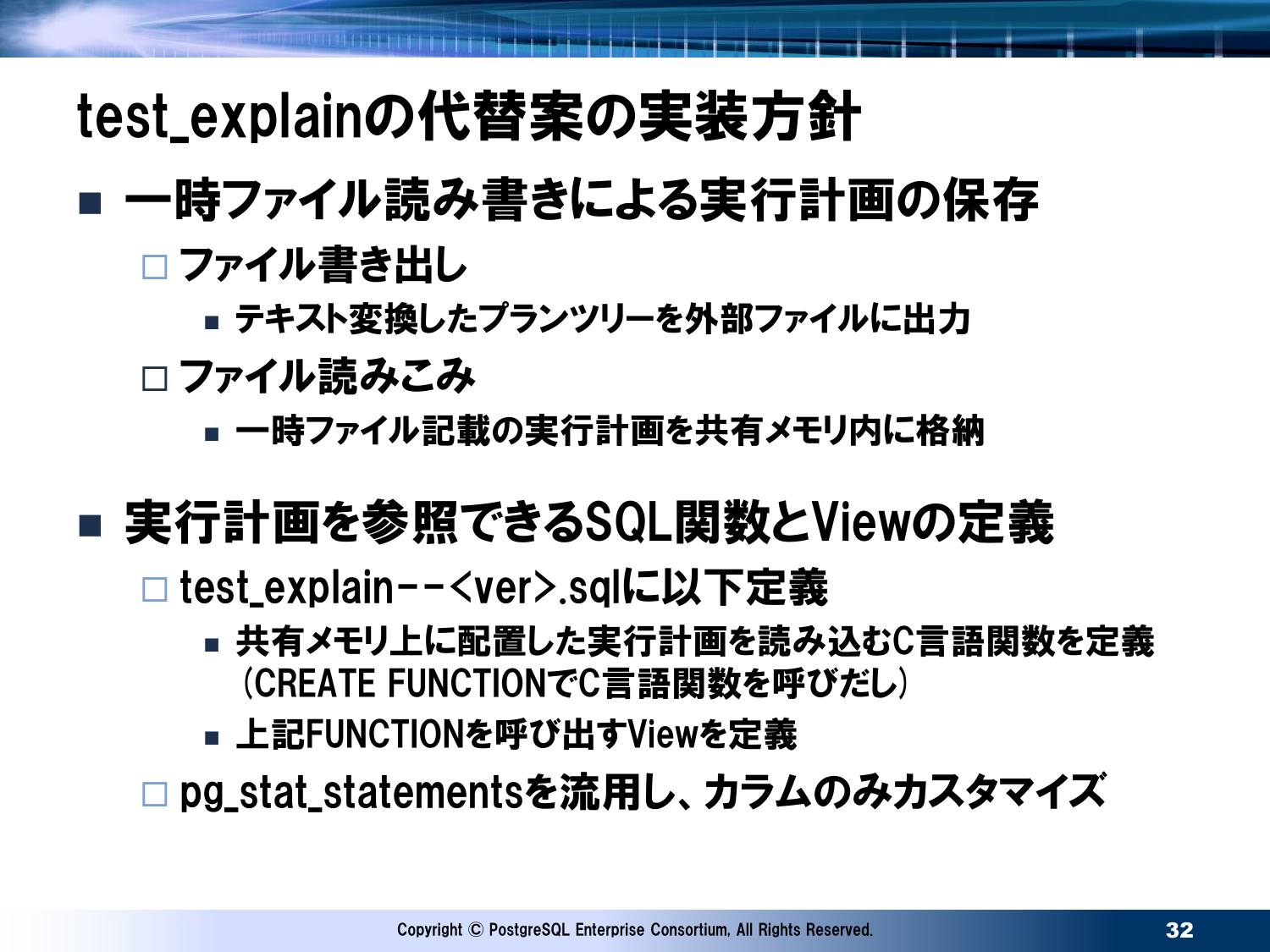# test_explainの代替案の実装方針

- 一時ファイル読み書きによる実行計画の保存
  - ファイル書き出し
    - テキスト変換したプランツリーを外部ファイルに出力
  - ファイル読みこみ
    - 一時ファイル記載の実行計画を共有メモリ内に格納

- 実行計画を参照できるSQL関数とViewの定義
  - test_explain--<ver>.sqlに以下定義
    - 共有メモリ上に配置した実行計画を読み込むC言語関数を定義（CREATE FUNCTIONでC言語関数を呼びだし）
    - 上記FUNCTIONを呼び出すViewを定義
  - pg_stat_statementsを流用し、カラムのみカスタマイズ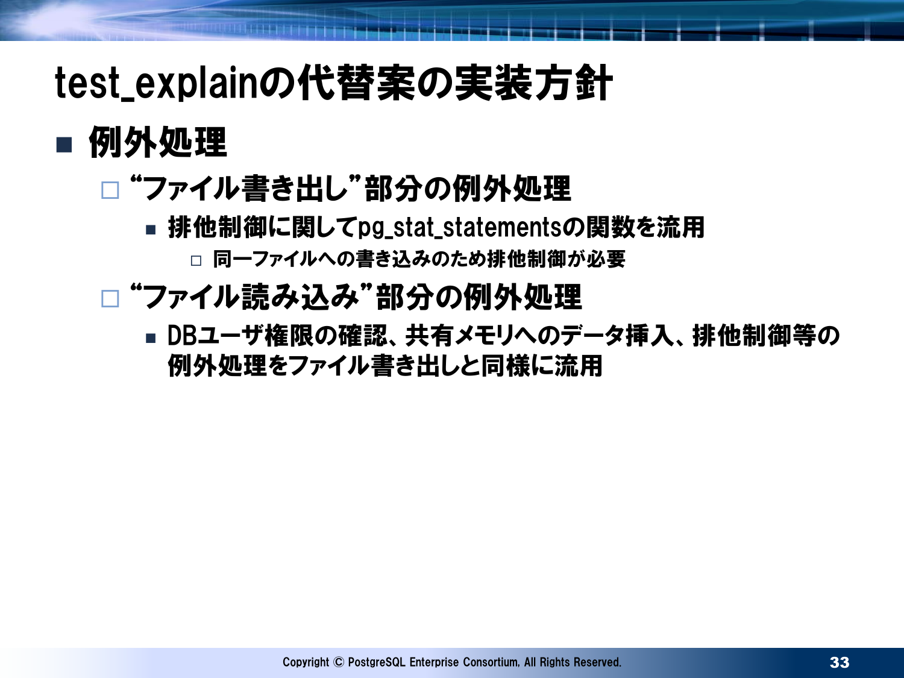# test_explainの代替案の実装方針

- 例外処理
  - “ファイル書き出し”部分の例外処理
    - 排他制御に関してpg_stat_statementsの関数を流用
      - 同一ファイルへの書き込みのため排他制御が必要
  - “ファイル読み込み”部分の例外処理
    - DBユーザ権限の確認、共有メモリへのデータ挿入、排他制御等の例外処理をファイル書き出しと同様に流用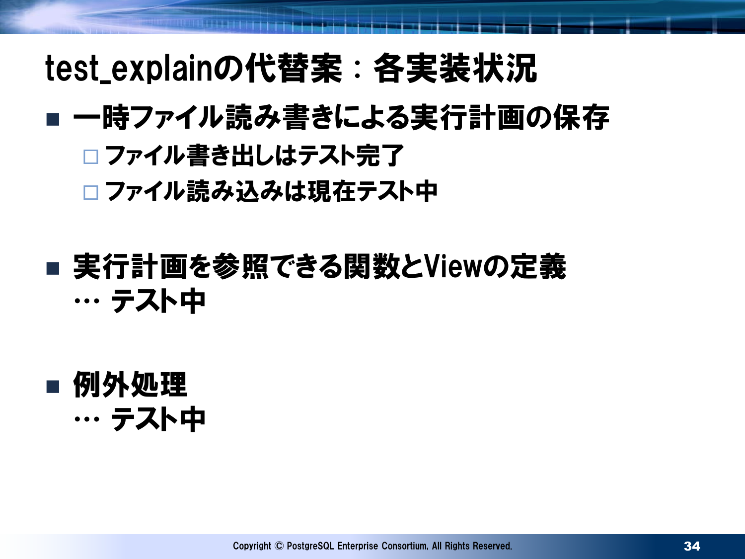# test_explainの代替案：各実装状況

- 一時ファイル読み書きによる実行計画の保存
  - ファイル書き出しはテスト完了
  - ファイル読み込みは現在テスト中

- 実行計画を参照できる関数とViewの定義
  … テスト中

- 例外処理
  … テスト中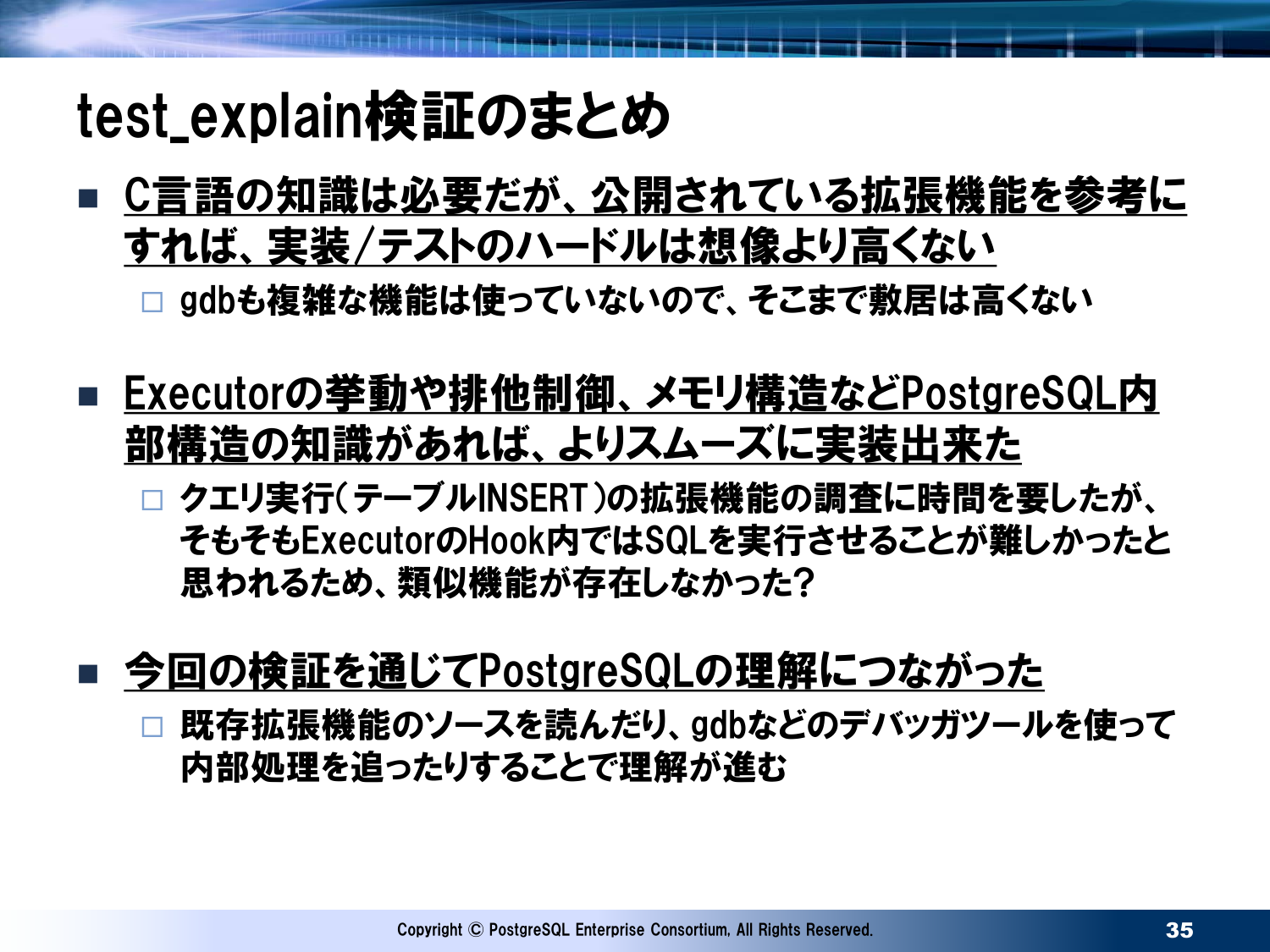# test_explain検証のまとめ

- C言語の知識は必要だが、公開されている拡張機能を参考にすれば、実装/テストのハードルは想像より高くない
  - gdbも複雑な機能は使っていないので、そこまで敷居は高くない

- Executorの挙動や排他制御、メモリ構造などPostgreSQL内部構造の知識があれば、よりスムーズに実装出来た
  - クエリ実行(テーブルINSERT)の拡張機能の調査に時間を要したが、そもそもExecutorのHook内ではSQLを実行させることが難しかったと思われるため、類似機能が存在しなかった?

- 今回の検証を通じてPostgreSQLの理解につながった
  - 既存拡張機能のソースを読んだり、gdbなどのデバッガツールを使って内部処理を追ったりすることで理解が進む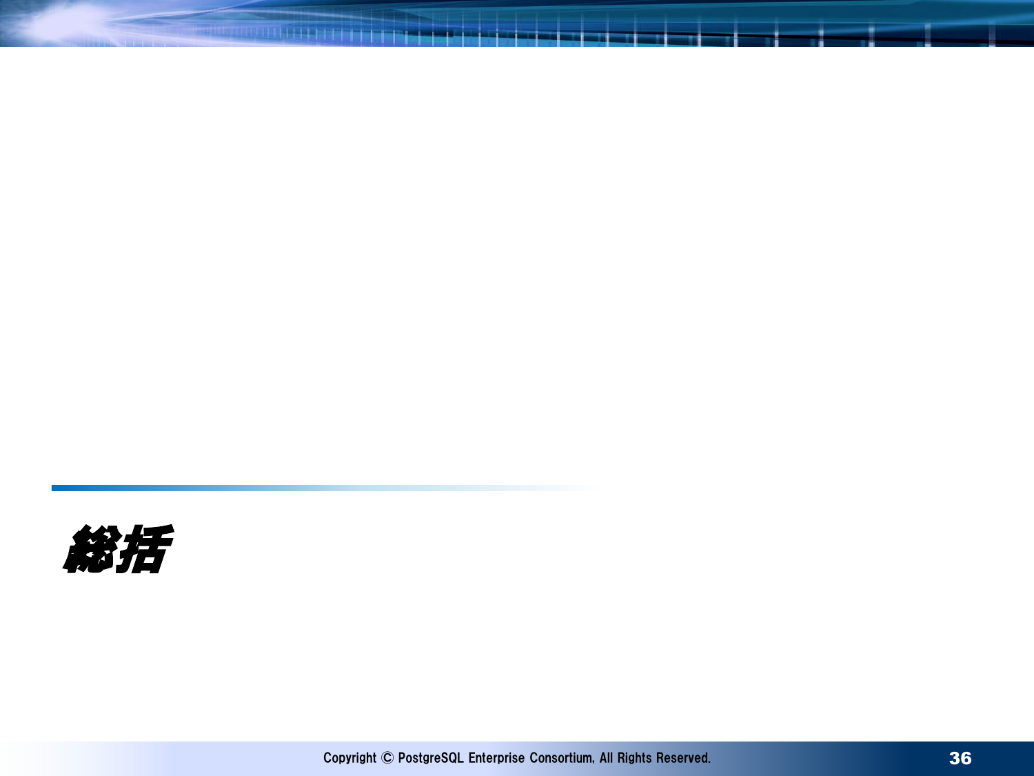# *総括*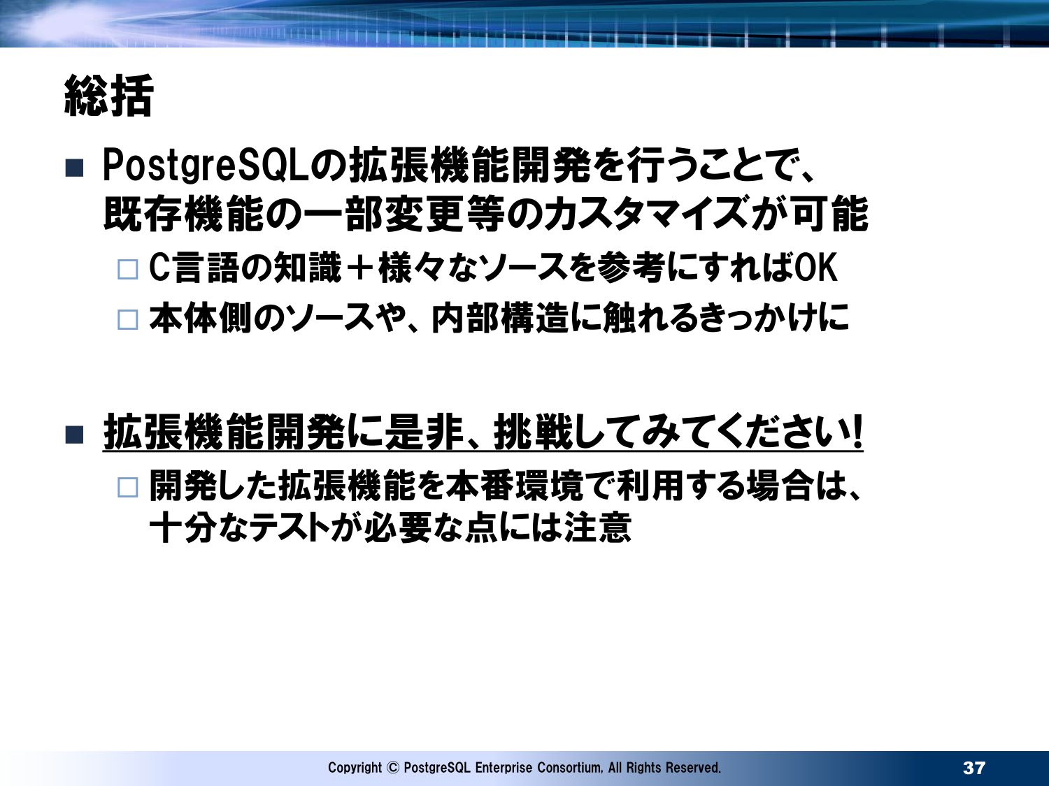# 総括

- PostgreSQLの拡張機能開発を行うことで、既存機能の一部変更等のカスタマイズが可能
  - C言語の知識＋様々なソースを参考にすればOK
  - 本体側のソースや、内部構造に触れるきっかけに

- <u>拡張機能開発に是非、挑戦してみてください!</u>
  - 開発した拡張機能を本番環境で利用する場合は、十分なテストが必要な点には注意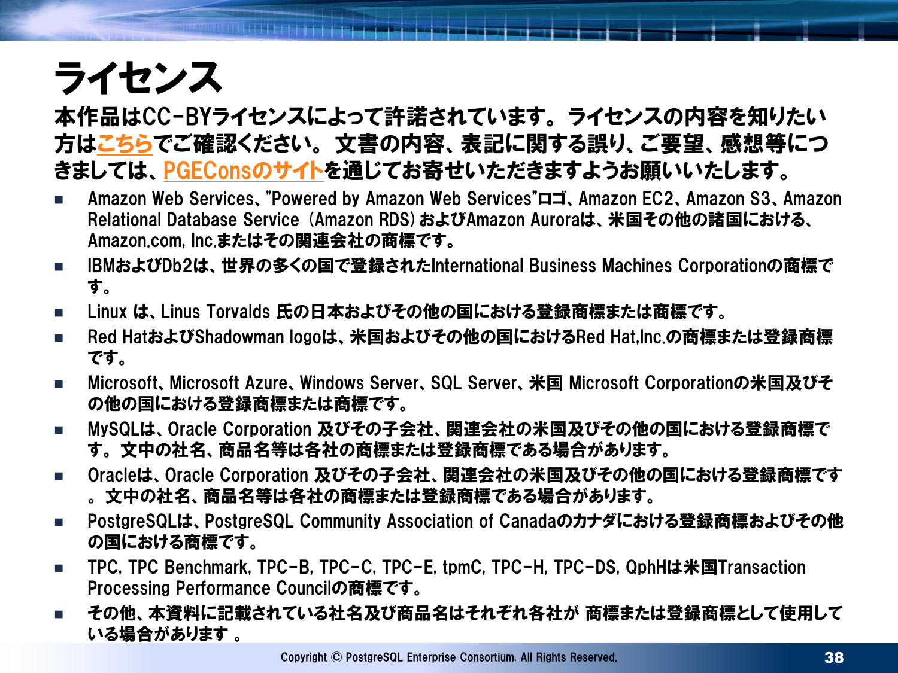# ライセンス

**本作品はCC-BYライセンスによって許諾されています。ライセンスの内容を知りたい方はこちらでご確認ください。 文書の内容、表記に関する誤り、ご要望、感想等につきましては、PGEConsのサイトを通じてお寄せいただきますようお願いいたします。**

- Amazon Web Services、"Powered by Amazon Web Services"ロゴ、Amazon EC2、Amazon S3、Amazon Relational Database Service (Amazon RDS) およびAmazon Auroraは、米国その他の諸国における、Amazon.com, Inc.またはその関連会社の商標です。
- IBMおよびDb2は、世界の多くの国で登録されたInternational Business Machines Corporationの商標です。
- Linux は、Linus Torvalds 氏の日本およびその他の国における登録商標または商標です。
- Red HatおよびShadowman logoは、米国およびその他の国におけるRed Hat,Inc.の商標または登録商標です。
- Microsoft、Microsoft Azure、Windows Server、SQL Server、米国 Microsoft Corporationの米国及びその他の国における登録商標または商標です。
- MySQLは、Oracle Corporation 及びその子会社、関連会社の米国及びその他の国における登録商標です。文中の社名、商品名等は各社の商標または登録商標である場合があります。
- Oracleは、Oracle Corporation 及びその子会社、関連会社の米国及びその他の国における登録商標です。文中の社名、商品名等は各社の商標または登録商標である場合があります。
- PostgreSQLは、PostgreSQL Community Association of Canadaのカナダにおける登録商標およびその他の国における商標です。
- TPC, TPC Benchmark, TPC-B, TPC-C, TPC-E, tpmC, TPC-H, TPC-DS, QphHは米国Transaction Processing Performance Councilの商標です。
- その他、本資料に記載されている社名及び商品名はそれぞれ各社が 商標または登録商標として使用している場合があります 。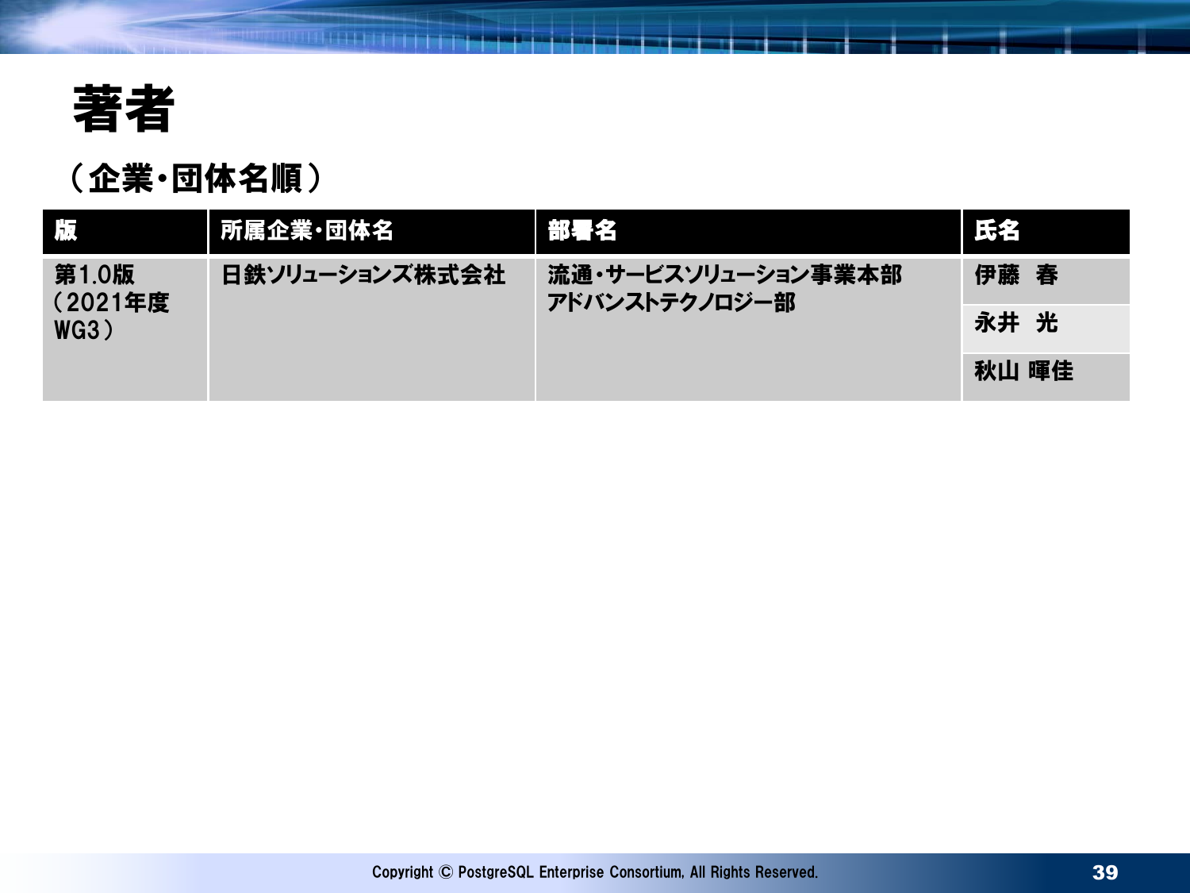# 著者

## （企業・団体名順）

| 版 | 所属企業・団体名 | 部署名 | 氏名 |
| --- | --- | --- | --- |
| 第1.0版（2021年度WG3） | 日鉄ソリューションズ株式会社 | 流通・サービスソリューション事業本部 アドバンストテクノロジー部 | 伊藤　春 |
| | | | 永井　光 |
| | | | 秋山 暉佳 |